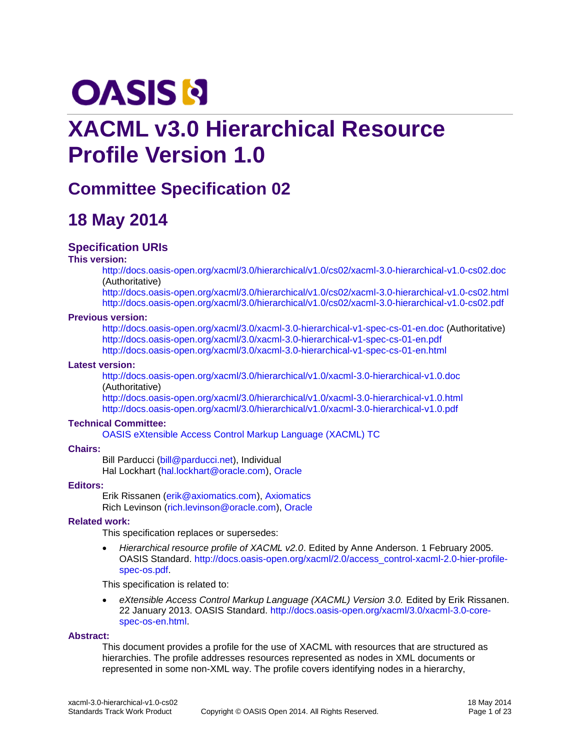OASIS

# XACML v3.0 Hierarchical Resource Profile Version 1.0

## Committee Specification 02

## 18 May 2014

### Specification URIs

**This version:**

http://docs.oasis-open.org/xacml/3.0/hierarchical/v1.0/cs02/xacml-3.0-hierarchical-v1.0-cs02.doc (Authoritative)
http://docs.oasis-open.org/xacml/3.0/hierarchical/v1.0/cs02/xacml-3.0-hierarchical-v1.0-cs02.html
http://docs.oasis-open.org/xacml/3.0/hierarchical/v1.0/cs02/xacml-3.0-hierarchical-v1.0-cs02.pdf

**Previous version:**

http://docs.oasis-open.org/xacml/3.0/xacml-3.0-hierarchical-v1-spec-cs-01-en.doc (Authoritative)
http://docs.oasis-open.org/xacml/3.0/xacml-3.0-hierarchical-v1-spec-cs-01-en.pdf
http://docs.oasis-open.org/xacml/3.0/xacml-3.0-hierarchical-v1-spec-cs-01-en.html

**Latest version:**

http://docs.oasis-open.org/xacml/3.0/hierarchical/v1.0/xacml-3.0-hierarchical-v1.0.doc (Authoritative)
http://docs.oasis-open.org/xacml/3.0/hierarchical/v1.0/xacml-3.0-hierarchical-v1.0.html
http://docs.oasis-open.org/xacml/3.0/hierarchical/v1.0/xacml-3.0-hierarchical-v1.0.pdf

**Technical Committee:**

OASIS eXtensible Access Control Markup Language (XACML) TC

**Chairs:**

Bill Parducci (bill@parducci.net), Individual
Hal Lockhart (hal.lockhart@oracle.com), Oracle

**Editors:**

Erik Rissanen (erik@axiomatics.com), Axiomatics
Rich Levinson (rich.levinson@oracle.com), Oracle

**Related work:**

This specification replaces or supersedes:

- *Hierarchical resource profile of XACML v2.0*. Edited by Anne Anderson. 1 February 2005. OASIS Standard. http://docs.oasis-open.org/xacml/2.0/access_control-xacml-2.0-hier-profile-spec-os.pdf.

This specification is related to:

- *eXtensible Access Control Markup Language (XACML) Version 3.0.* Edited by Erik Rissanen. 22 January 2013. OASIS Standard. http://docs.oasis-open.org/xacml/3.0/xacml-3.0-core-spec-os-en.html.

**Abstract:**

This document provides a profile for the use of XACML with resources that are structured as hierarchies. The profile addresses resources represented as nodes in XML documents or represented in some non-XML way. The profile covers identifying nodes in a hierarchy,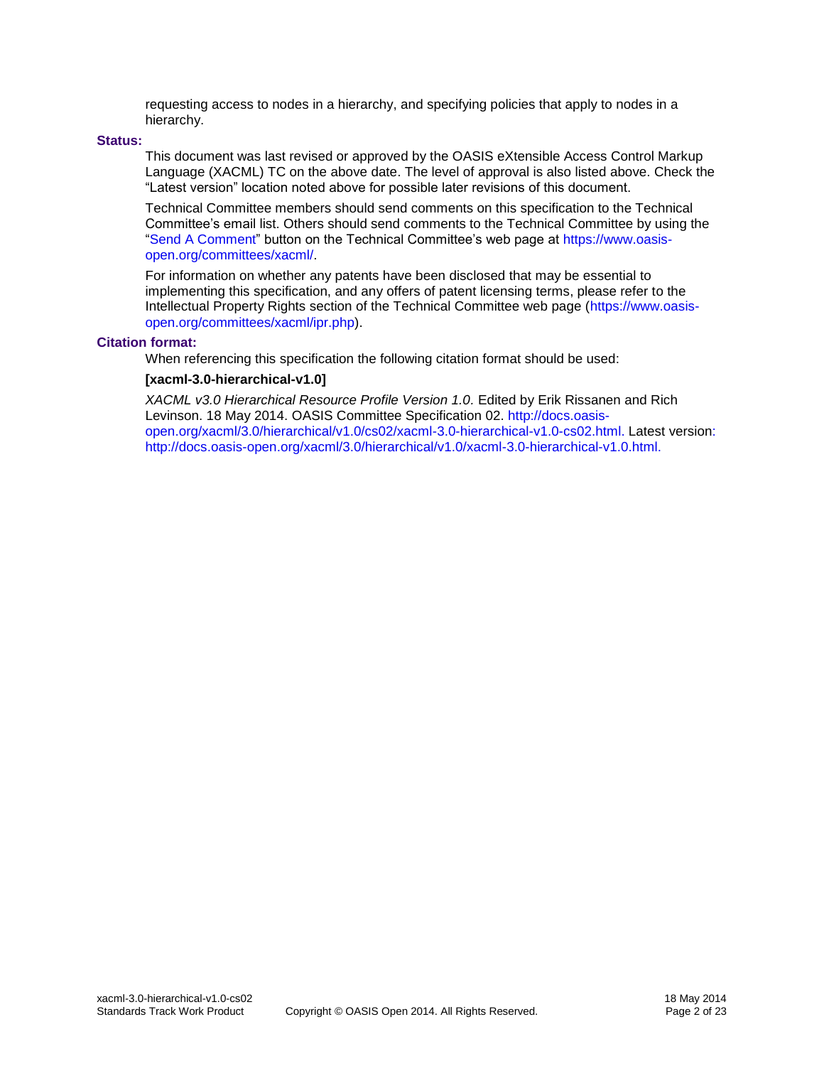requesting access to nodes in a hierarchy, and specifying policies that apply to nodes in a hierarchy.

**Status:**

This document was last revised or approved by the OASIS eXtensible Access Control Markup Language (XACML) TC on the above date. The level of approval is also listed above. Check the "Latest version" location noted above for possible later revisions of this document.

Technical Committee members should send comments on this specification to the Technical Committee's email list. Others should send comments to the Technical Committee by using the "Send A Comment" button on the Technical Committee's web page at https://www.oasis-open.org/committees/xacml/.

For information on whether any patents have been disclosed that may be essential to implementing this specification, and any offers of patent licensing terms, please refer to the Intellectual Property Rights section of the Technical Committee web page (https://www.oasis-open.org/committees/xacml/ipr.php).

**Citation format:**

When referencing this specification the following citation format should be used:

**[xacml-3.0-hierarchical-v1.0]**

*XACML v3.0 Hierarchical Resource Profile Version 1.0*. Edited by Erik Rissanen and Rich Levinson. 18 May 2014. OASIS Committee Specification 02. http://docs.oasis-open.org/xacml/3.0/hierarchical/v1.0/cs02/xacml-3.0-hierarchical-v1.0-cs02.html. Latest version: http://docs.oasis-open.org/xacml/3.0/hierarchical/v1.0/xacml-3.0-hierarchical-v1.0.html.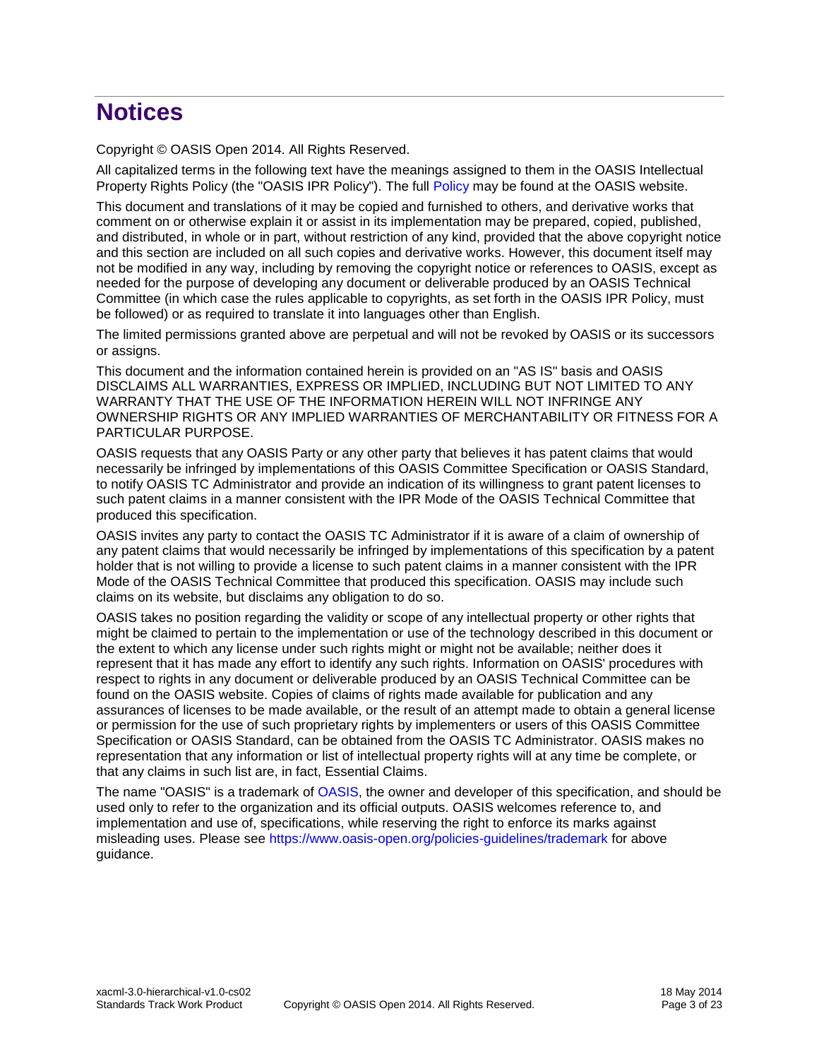# Notices

Copyright © OASIS Open 2014. All Rights Reserved.

All capitalized terms in the following text have the meanings assigned to them in the OASIS Intellectual Property Rights Policy (the "OASIS IPR Policy"). The full Policy may be found at the OASIS website.

This document and translations of it may be copied and furnished to others, and derivative works that comment on or otherwise explain it or assist in its implementation may be prepared, copied, published, and distributed, in whole or in part, without restriction of any kind, provided that the above copyright notice and this section are included on all such copies and derivative works. However, this document itself may not be modified in any way, including by removing the copyright notice or references to OASIS, except as needed for the purpose of developing any document or deliverable produced by an OASIS Technical Committee (in which case the rules applicable to copyrights, as set forth in the OASIS IPR Policy, must be followed) or as required to translate it into languages other than English.

The limited permissions granted above are perpetual and will not be revoked by OASIS or its successors or assigns.

This document and the information contained herein is provided on an "AS IS" basis and OASIS DISCLAIMS ALL WARRANTIES, EXPRESS OR IMPLIED, INCLUDING BUT NOT LIMITED TO ANY WARRANTY THAT THE USE OF THE INFORMATION HEREIN WILL NOT INFRINGE ANY OWNERSHIP RIGHTS OR ANY IMPLIED WARRANTIES OF MERCHANTABILITY OR FITNESS FOR A PARTICULAR PURPOSE.

OASIS requests that any OASIS Party or any other party that believes it has patent claims that would necessarily be infringed by implementations of this OASIS Committee Specification or OASIS Standard, to notify OASIS TC Administrator and provide an indication of its willingness to grant patent licenses to such patent claims in a manner consistent with the IPR Mode of the OASIS Technical Committee that produced this specification.

OASIS invites any party to contact the OASIS TC Administrator if it is aware of a claim of ownership of any patent claims that would necessarily be infringed by implementations of this specification by a patent holder that is not willing to provide a license to such patent claims in a manner consistent with the IPR Mode of the OASIS Technical Committee that produced this specification. OASIS may include such claims on its website, but disclaims any obligation to do so.

OASIS takes no position regarding the validity or scope of any intellectual property or other rights that might be claimed to pertain to the implementation or use of the technology described in this document or the extent to which any license under such rights might or might not be available; neither does it represent that it has made any effort to identify any such rights. Information on OASIS' procedures with respect to rights in any document or deliverable produced by an OASIS Technical Committee can be found on the OASIS website. Copies of claims of rights made available for publication and any assurances of licenses to be made available, or the result of an attempt made to obtain a general license or permission for the use of such proprietary rights by implementers or users of this OASIS Committee Specification or OASIS Standard, can be obtained from the OASIS TC Administrator. OASIS makes no representation that any information or list of intellectual property rights will at any time be complete, or that any claims in such list are, in fact, Essential Claims.

The name "OASIS" is a trademark of OASIS, the owner and developer of this specification, and should be used only to refer to the organization and its official outputs. OASIS welcomes reference to, and implementation and use of, specifications, while reserving the right to enforce its marks against misleading uses. Please see https://www.oasis-open.org/policies-guidelines/trademark for above guidance.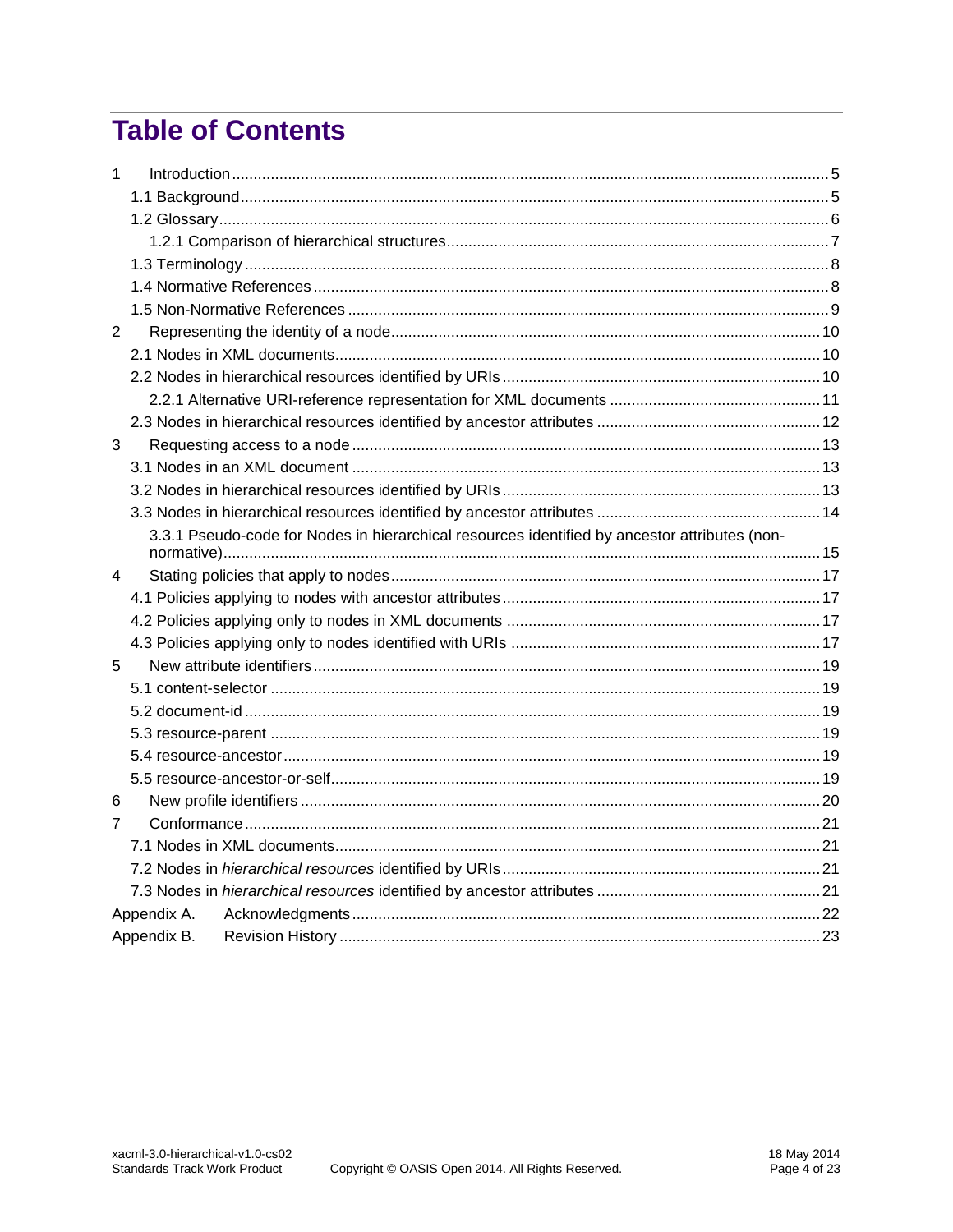# Table of Contents

1 Introduction ... 5
- 1.1 Background ... 5
- 1.2 Glossary ... 6
  - 1.2.1 Comparison of hierarchical structures ... 7
- 1.3 Terminology ... 8
- 1.4 Normative References ... 8
- 1.5 Non-Normative References ... 9

2 Representing the identity of a node ... 10
- 2.1 Nodes in XML documents ... 10
- 2.2 Nodes in hierarchical resources identified by URIs ... 10
  - 2.2.1 Alternative URI-reference representation for XML documents ... 11
- 2.3 Nodes in hierarchical resources identified by ancestor attributes ... 12

3 Requesting access to a node ... 13
- 3.1 Nodes in an XML document ... 13
- 3.2 Nodes in hierarchical resources identified by URIs ... 13
- 3.3 Nodes in hierarchical resources identified by ancestor attributes ... 14
  - 3.3.1 Pseudo-code for Nodes in hierarchical resources identified by ancestor attributes (non-normative) ... 15

4 Stating policies that apply to nodes ... 17
- 4.1 Policies applying to nodes with ancestor attributes ... 17
- 4.2 Policies applying only to nodes in XML documents ... 17
- 4.3 Policies applying only to nodes identified with URIs ... 17

5 New attribute identifiers ... 19
- 5.1 content-selector ... 19
- 5.2 document-id ... 19
- 5.3 resource-parent ... 19
- 5.4 resource-ancestor ... 19
- 5.5 resource-ancestor-or-self ... 19

6 New profile identifiers ... 20

7 Conformance ... 21
- 7.1 Nodes in XML documents ... 21
- 7.2 Nodes in *hierarchical resources* identified by URIs ... 21
- 7.3 Nodes in *hierarchical resources* identified by ancestor attributes ... 21

Appendix A. Acknowledgments ... 22

Appendix B. Revision History ... 23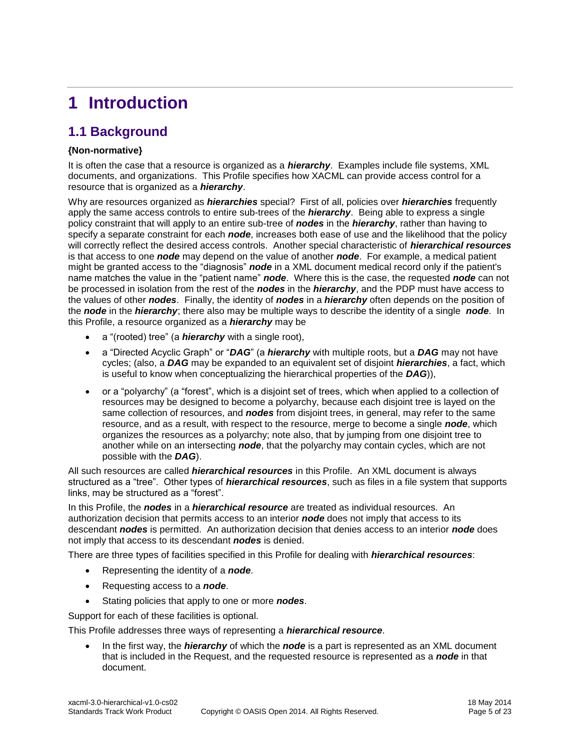# 1 Introduction

## 1.1 Background

**{Non-normative}**

It is often the case that a resource is organized as a ***hierarchy***. Examples include file systems, XML documents, and organizations. This Profile specifies how XACML can provide access control for a resource that is organized as a ***hierarchy***.

Why are resources organized as ***hierarchies*** special? First of all, policies over ***hierarchies*** frequently apply the same access controls to entire sub-trees of the ***hierarchy***. Being able to express a single policy constraint that will apply to an entire sub-tree of ***nodes*** in the ***hierarchy***, rather than having to specify a separate constraint for each ***node***, increases both ease of use and the likelihood that the policy will correctly reflect the desired access controls. Another special characteristic of ***hierarchical resources*** is that access to one ***node*** may depend on the value of another ***node***. For example, a medical patient might be granted access to the "diagnosis" ***node*** in a XML document medical record only if the patient's name matches the value in the "patient name" ***node***. Where this is the case, the requested ***node*** can not be processed in isolation from the rest of the ***nodes*** in the ***hierarchy***, and the PDP must have access to the values of other ***nodes***. Finally, the identity of ***nodes*** in a ***hierarchy*** often depends on the position of the ***node*** in the ***hierarchy***; there also may be multiple ways to describe the identity of a single ***node***. In this Profile, a resource organized as a ***hierarchy*** may be

- a "(rooted) tree" (a ***hierarchy*** with a single root),
- a "Directed Acyclic Graph" or "***DAG***" (a ***hierarchy*** with multiple roots, but a ***DAG*** may not have cycles; (also, a ***DAG*** may be expanded to an equivalent set of disjoint ***hierarchies***, a fact, which is useful to know when conceptualizing the hierarchical properties of the ***DAG***)),
- or a "polyarchy" (a "forest", which is a disjoint set of trees, which when applied to a collection of resources may be designed to become a polyarchy, because each disjoint tree is layed on the same collection of resources, and ***nodes*** from disjoint trees, in general, may refer to the same resource, and as a result, with respect to the resource, merge to become a single ***node***, which organizes the resources as a polyarchy; note also, that by jumping from one disjoint tree to another while on an intersecting ***node***, that the polyarchy may contain cycles, which are not possible with the ***DAG***).

All such resources are called ***hierarchical resources*** in this Profile. An XML document is always structured as a "tree". Other types of ***hierarchical resources***, such as files in a file system that supports links, may be structured as a "forest".

In this Profile, the ***nodes*** in a ***hierarchical resource*** are treated as individual resources. An authorization decision that permits access to an interior ***node*** does not imply that access to its descendant ***nodes*** is permitted. An authorization decision that denies access to an interior ***node*** does not imply that access to its descendant ***nodes*** is denied.

There are three types of facilities specified in this Profile for dealing with ***hierarchical resources***:

- Representing the identity of a ***node***.
- Requesting access to a ***node***.
- Stating policies that apply to one or more ***nodes***.

Support for each of these facilities is optional.

This Profile addresses three ways of representing a ***hierarchical resource***.

- In the first way, the ***hierarchy*** of which the ***node*** is a part is represented as an XML document that is included in the Request, and the requested resource is represented as a ***node*** in that document.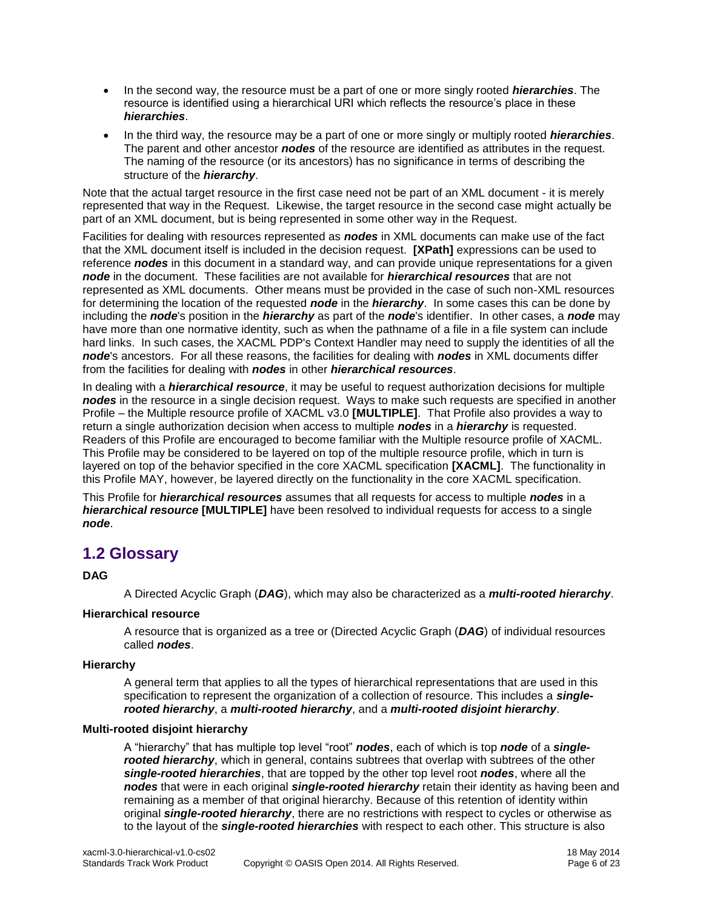- In the second way, the resource must be a part of one or more singly rooted ***hierarchies***. The resource is identified using a hierarchical URI which reflects the resource's place in these ***hierarchies***.
- In the third way, the resource may be a part of one or more singly or multiply rooted ***hierarchies***. The parent and other ancestor ***nodes*** of the resource are identified as attributes in the request. The naming of the resource (or its ancestors) has no significance in terms of describing the structure of the ***hierarchy***.

Note that the actual target resource in the first case need not be part of an XML document - it is merely represented that way in the Request. Likewise, the target resource in the second case might actually be part of an XML document, but is being represented in some other way in the Request.

Facilities for dealing with resources represented as ***nodes*** in XML documents can make use of the fact that the XML document itself is included in the decision request. **[XPath]** expressions can be used to reference ***nodes*** in this document in a standard way, and can provide unique representations for a given ***node*** in the document. These facilities are not available for ***hierarchical resources*** that are not represented as XML documents. Other means must be provided in the case of such non-XML resources for determining the location of the requested ***node*** in the ***hierarchy***. In some cases this can be done by including the ***node***'s position in the ***hierarchy*** as part of the ***node***'s identifier. In other cases, a ***node*** may have more than one normative identity, such as when the pathname of a file in a file system can include hard links. In such cases, the XACML PDP's Context Handler may need to supply the identities of all the ***node***'s ancestors. For all these reasons, the facilities for dealing with ***nodes*** in XML documents differ from the facilities for dealing with ***nodes*** in other ***hierarchical resources***.

In dealing with a ***hierarchical resource***, it may be useful to request authorization decisions for multiple ***nodes*** in the resource in a single decision request. Ways to make such requests are specified in another Profile – the Multiple resource profile of XACML v3.0 **[MULTIPLE]**. That Profile also provides a way to return a single authorization decision when access to multiple ***nodes*** in a ***hierarchy*** is requested. Readers of this Profile are encouraged to become familiar with the Multiple resource profile of XACML. This Profile may be considered to be layered on top of the multiple resource profile, which in turn is layered on top of the behavior specified in the core XACML specification **[XACML]**. The functionality in this Profile MAY, however, be layered directly on the functionality in the core XACML specification.

This Profile for ***hierarchical resources*** assumes that all requests for access to multiple ***nodes*** in a ***hierarchical resource*** **[MULTIPLE]** have been resolved to individual requests for access to a single ***node***.

## 1.2 Glossary

**DAG**

A Directed Acyclic Graph (***DAG***), which may also be characterized as a ***multi-rooted hierarchy***.

**Hierarchical resource**

A resource that is organized as a tree or (Directed Acyclic Graph (***DAG***) of individual resources called ***nodes***.

**Hierarchy**

A general term that applies to all the types of hierarchical representations that are used in this specification to represent the organization of a collection of resource. This includes a ***single-rooted hierarchy***, a ***multi-rooted hierarchy***, and a ***multi-rooted disjoint hierarchy***.

**Multi-rooted disjoint hierarchy**

A "hierarchy" that has multiple top level "root" ***nodes***, each of which is top ***node*** of a ***single-rooted hierarchy***, which in general, contains subtrees that overlap with subtrees of the other ***single-rooted hierarchies***, that are topped by the other top level root ***nodes***, where all the ***nodes*** that were in each original ***single-rooted hierarchy*** retain their identity as having been and remaining as a member of that original hierarchy. Because of this retention of identity within original ***single-rooted hierarchy***, there are no restrictions with respect to cycles or otherwise as to the layout of the ***single-rooted hierarchies*** with respect to each other. This structure is also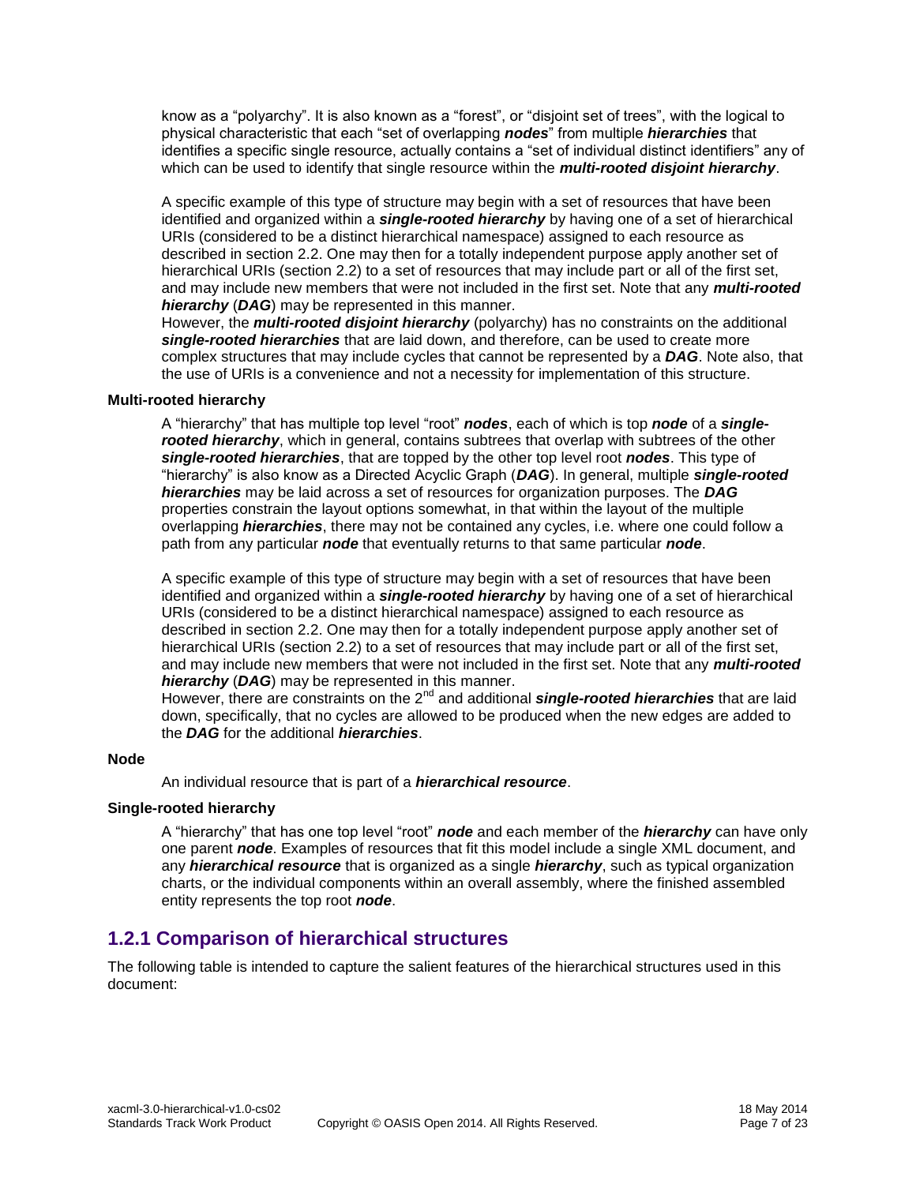know as a “polyarchy”. It is also known as a “forest”, or “disjoint set of trees”, with the logical to physical characteristic that each “set of overlapping ***nodes***” from multiple ***hierarchies*** that identifies a specific single resource, actually contains a “set of individual distinct identifiers” any of which can be used to identify that single resource within the ***multi-rooted disjoint hierarchy***.

A specific example of this type of structure may begin with a set of resources that have been identified and organized within a ***single-rooted hierarchy*** by having one of a set of hierarchical URIs (considered to be a distinct hierarchical namespace) assigned to each resource as described in section 2.2. One may then for a totally independent purpose apply another set of hierarchical URIs (section 2.2) to a set of resources that may include part or all of the first set, and may include new members that were not included in the first set. Note that any ***multi-rooted hierarchy*** (***DAG***) may be represented in this manner.
However, the ***multi-rooted disjoint hierarchy*** (polyarchy) has no constraints on the additional ***single-rooted hierarchies*** that are laid down, and therefore, can be used to create more complex structures that may include cycles that cannot be represented by a ***DAG***. Note also, that the use of URIs is a convenience and not a necessity for implementation of this structure.

**Multi-rooted hierarchy**

A “hierarchy” that has multiple top level “root” ***nodes***, each of which is top ***node*** of a ***single-rooted hierarchy***, which in general, contains subtrees that overlap with subtrees of the other ***single-rooted hierarchies***, that are topped by the other top level root ***nodes***. This type of “hierarchy” is also know as a Directed Acyclic Graph (***DAG***). In general, multiple ***single-rooted hierarchies*** may be laid across a set of resources for organization purposes. The ***DAG*** properties constrain the layout options somewhat, in that within the layout of the multiple overlapping ***hierarchies***, there may not be contained any cycles, i.e. where one could follow a path from any particular ***node*** that eventually returns to that same particular ***node***.

A specific example of this type of structure may begin with a set of resources that have been identified and organized within a ***single-rooted hierarchy*** by having one of a set of hierarchical URIs (considered to be a distinct hierarchical namespace) assigned to each resource as described in section 2.2. One may then for a totally independent purpose apply another set of hierarchical URIs (section 2.2) to a set of resources that may include part or all of the first set, and may include new members that were not included in the first set. Note that any ***multi-rooted hierarchy*** (***DAG***) may be represented in this manner.
However, there are constraints on the 2nd and additional ***single-rooted hierarchies*** that are laid down, specifically, that no cycles are allowed to be produced when the new edges are added to the ***DAG*** for the additional ***hierarchies***.

**Node**

An individual resource that is part of a ***hierarchical resource***.

**Single-rooted hierarchy**

A “hierarchy” that has one top level “root” ***node*** and each member of the ***hierarchy*** can have only one parent ***node***. Examples of resources that fit this model include a single XML document, and any ***hierarchical resource*** that is organized as a single ***hierarchy***, such as typical organization charts, or the individual components within an overall assembly, where the finished assembled entity represents the top root ***node***.

## 1.2.1 Comparison of hierarchical structures

The following table is intended to capture the salient features of the hierarchical structures used in this document: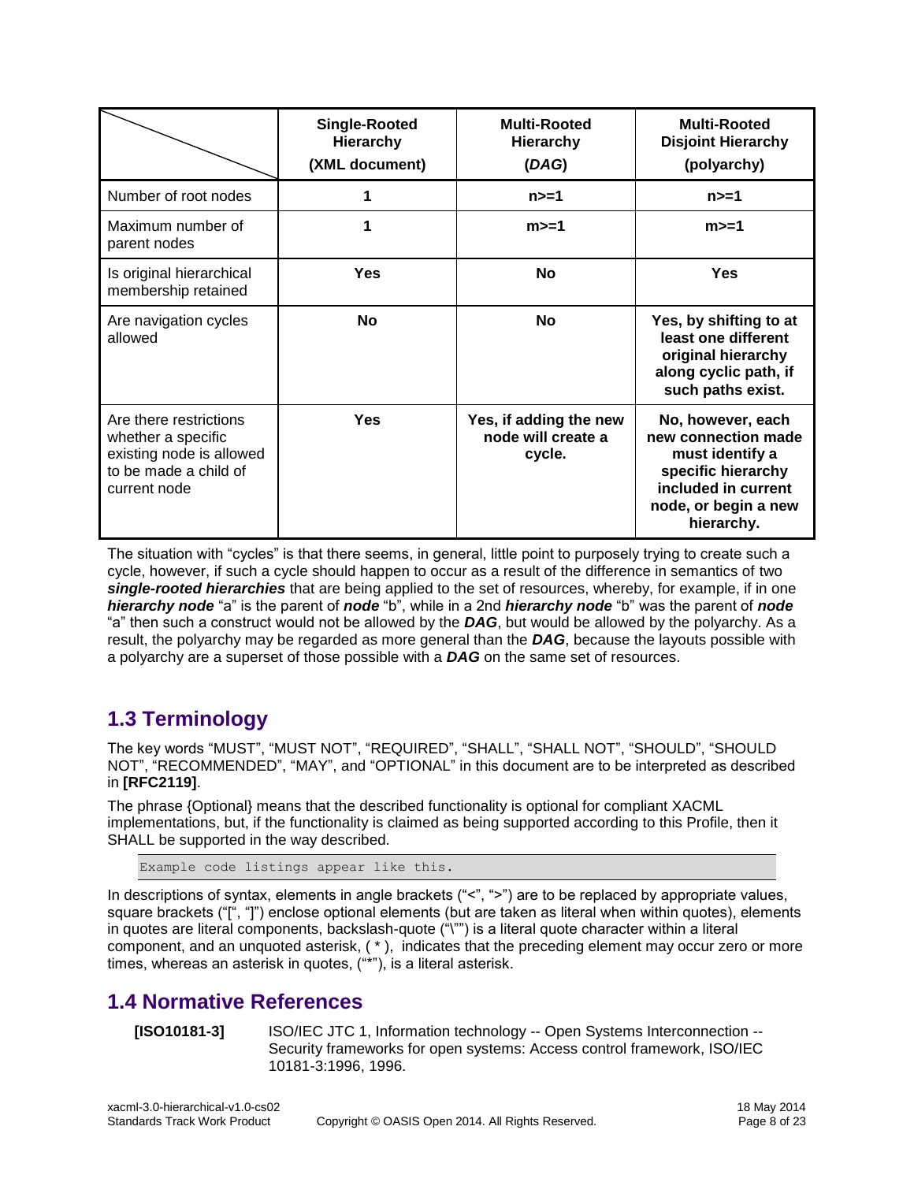| | Single-Rooted Hierarchy (XML document) | Multi-Rooted Hierarchy (*DAG*) | Multi-Rooted Disjoint Hierarchy (polyarchy) |
|---|---|---|---|
| Number of root nodes | **1** | **n>=1** | **n>=1** |
| Maximum number of parent nodes | **1** | **m>=1** | **m>=1** |
| Is original hierarchical membership retained | **Yes** | **No** | **Yes** |
| Are navigation cycles allowed | **No** | **No** | **Yes, by shifting to at least one different original hierarchy along cyclic path, if such paths exist.** |
| Are there restrictions whether a specific existing node is allowed to be made a child of current node | **Yes** | **Yes, if adding the new node will create a cycle.** | **No, however, each new connection made must identify a specific hierarchy included in current node, or begin a new hierarchy.** |

The situation with "cycles" is that there seems, in general, little point to purposely trying to create such a cycle, however, if such a cycle should happen to occur as a result of the difference in semantics of two ***single-rooted hierarchies*** that are being applied to the set of resources, whereby, for example, if in one ***hierarchy node*** "a" is the parent of ***node*** "b", while in a 2nd ***hierarchy node*** "b" was the parent of ***node*** "a" then such a construct would not be allowed by the ***DAG***, but would be allowed by the polyarchy. As a result, the polyarchy may be regarded as more general than the ***DAG***, because the layouts possible with a polyarchy are a superset of those possible with a ***DAG*** on the same set of resources.

## 1.3 Terminology

The key words "MUST", "MUST NOT", "REQUIRED", "SHALL", "SHALL NOT", "SHOULD", "SHOULD NOT", "RECOMMENDED", "MAY", and "OPTIONAL" in this document are to be interpreted as described in **[RFC2119]**.

The phrase {Optional} means that the described functionality is optional for compliant XACML implementations, but, if the functionality is claimed as being supported according to this Profile, then it SHALL be supported in the way described.

```
Example code listings appear like this.
```

In descriptions of syntax, elements in angle brackets ("<", ">") are to be replaced by appropriate values, square brackets ("[", "]") enclose optional elements (but are taken as literal when within quotes), elements in quotes are literal components, backslash-quote ("\"") is a literal quote character within a literal component, and an unquoted asterisk, ( * ), indicates that the preceding element may occur zero or more times, whereas an asterisk in quotes, ("*"), is a literal asterisk.

## 1.4 Normative References

**[ISO10181-3]** ISO/IEC JTC 1, Information technology -- Open Systems Interconnection -- Security frameworks for open systems: Access control framework, ISO/IEC 10181-3:1996, 1996.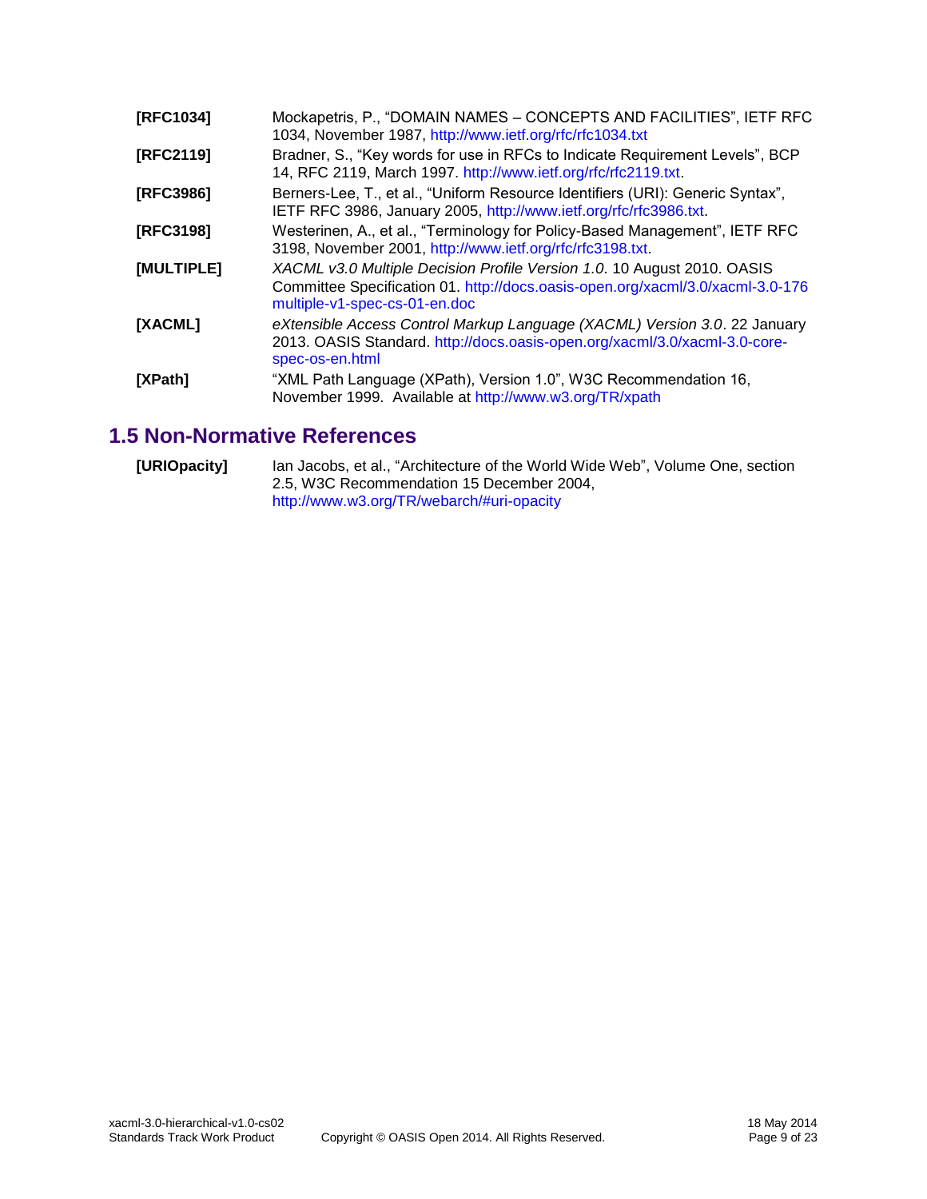**[RFC1034]** Mockapetris, P., "DOMAIN NAMES – CONCEPTS AND FACILITIES", IETF RFC 1034, November 1987, http://www.ietf.org/rfc/rfc1034.txt

**[RFC2119]** Bradner, S., "Key words for use in RFCs to Indicate Requirement Levels", BCP 14, RFC 2119, March 1997. http://www.ietf.org/rfc/rfc2119.txt.

**[RFC3986]** Berners-Lee, T., et al., "Uniform Resource Identifiers (URI): Generic Syntax", IETF RFC 3986, January 2005, http://www.ietf.org/rfc/rfc3986.txt.

**[RFC3198]** Westerinen, A., et al., "Terminology for Policy-Based Management", IETF RFC 3198, November 2001, http://www.ietf.org/rfc/rfc3198.txt.

**[MULTIPLE]** *XACML v3.0 Multiple Decision Profile Version 1.0*. 10 August 2010. OASIS Committee Specification 01. http://docs.oasis-open.org/xacml/3.0/xacml-3.0-176 multiple-v1-spec-cs-01-en.doc

**[XACML]** *eXtensible Access Control Markup Language (XACML) Version 3.0*. 22 January 2013. OASIS Standard. http://docs.oasis-open.org/xacml/3.0/xacml-3.0-core-spec-os-en.html

**[XPath]** "XML Path Language (XPath), Version 1.0", W3C Recommendation 16, November 1999. Available at http://www.w3.org/TR/xpath

## 1.5 Non-Normative References

**[URIOpacity]** Ian Jacobs, et al., "Architecture of the World Wide Web", Volume One, section 2.5, W3C Recommendation 15 December 2004, http://www.w3.org/TR/webarch/#uri-opacity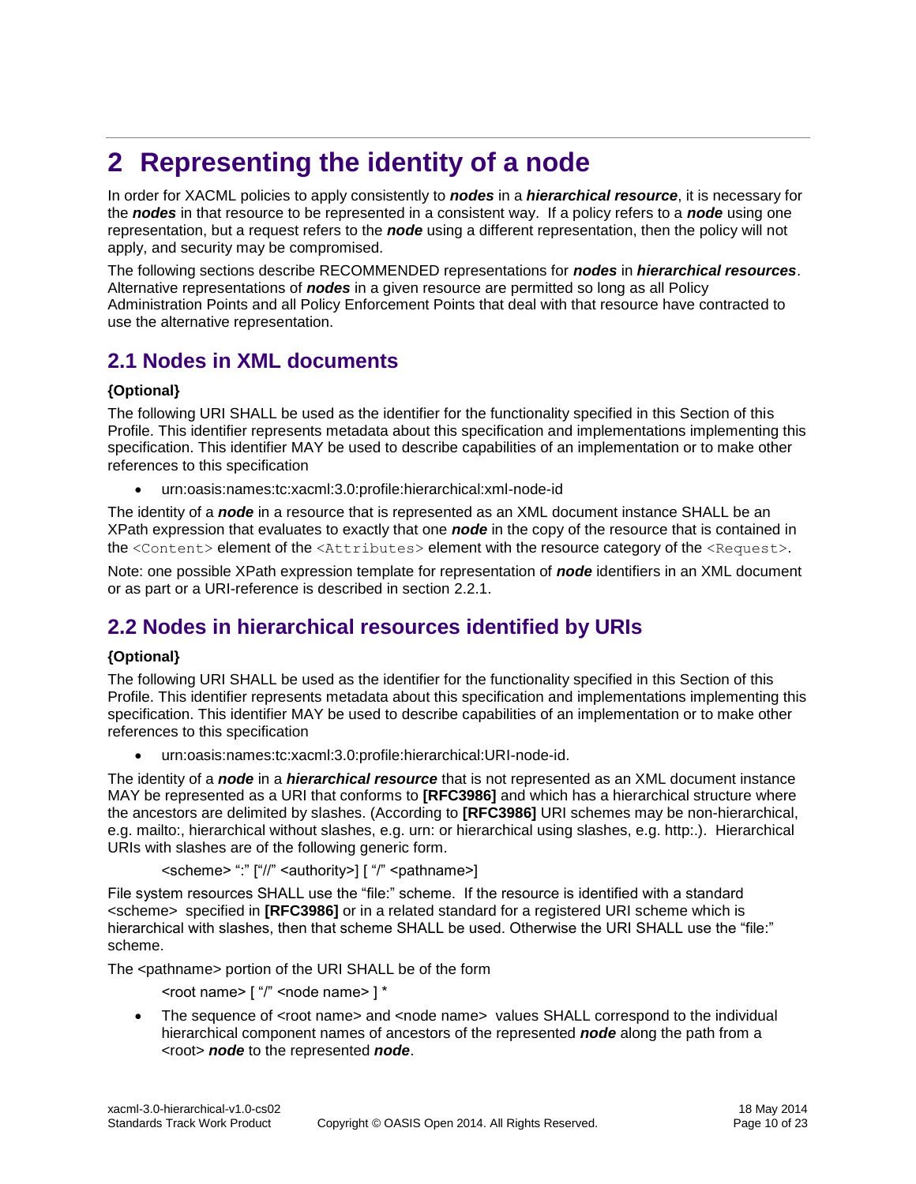# 2 Representing the identity of a node

In order for XACML policies to apply consistently to ***nodes*** in a ***hierarchical resource***, it is necessary for the ***nodes*** in that resource to be represented in a consistent way. If a policy refers to a ***node*** using one representation, but a request refers to the ***node*** using a different representation, then the policy will not apply, and security may be compromised.

The following sections describe RECOMMENDED representations for ***nodes*** in ***hierarchical resources***. Alternative representations of ***nodes*** in a given resource are permitted so long as all Policy Administration Points and all Policy Enforcement Points that deal with that resource have contracted to use the alternative representation.

## 2.1 Nodes in XML documents

**{Optional}**

The following URI SHALL be used as the identifier for the functionality specified in this Section of this Profile. This identifier represents metadata about this specification and implementations implementing this specification. This identifier MAY be used to describe capabilities of an implementation or to make other references to this specification

- urn:oasis:names:tc:xacml:3.0:profile:hierarchical:xml-node-id

The identity of a ***node*** in a resource that is represented as an XML document instance SHALL be an XPath expression that evaluates to exactly that one ***node*** in the copy of the resource that is contained in the `<Content>` element of the `<Attributes>` element with the resource category of the `<Request>`.

Note: one possible XPath expression template for representation of ***node*** identifiers in an XML document or as part or a URI-reference is described in section 2.2.1.

## 2.2 Nodes in hierarchical resources identified by URIs

**{Optional}**

The following URI SHALL be used as the identifier for the functionality specified in this Section of this Profile. This identifier represents metadata about this specification and implementations implementing this specification. This identifier MAY be used to describe capabilities of an implementation or to make other references to this specification

- urn:oasis:names:tc:xacml:3.0:profile:hierarchical:URI-node-id.

The identity of a ***node*** in a ***hierarchical resource*** that is not represented as an XML document instance MAY be represented as a URI that conforms to **[RFC3986]** and which has a hierarchical structure where the ancestors are delimited by slashes. (According to **[RFC3986]** URI schemes may be non-hierarchical, e.g. mailto:, hierarchical without slashes, e.g. urn: or hierarchical using slashes, e.g. http:.). Hierarchical URIs with slashes are of the following generic form.

> <scheme> ":" ["//" <authority>] [ "/" <pathname>]

File system resources SHALL use the "file:" scheme. If the resource is identified with a standard <scheme> specified in **[RFC3986]** or in a related standard for a registered URI scheme which is hierarchical with slashes, then that scheme SHALL be used. Otherwise the URI SHALL use the "file:" scheme.

The <pathname> portion of the URI SHALL be of the form

> <root name> [ "/" <node name> ] *

- The sequence of <root name> and <node name> values SHALL correspond to the individual hierarchical component names of ancestors of the represented ***node*** along the path from a <root> ***node*** to the represented ***node***.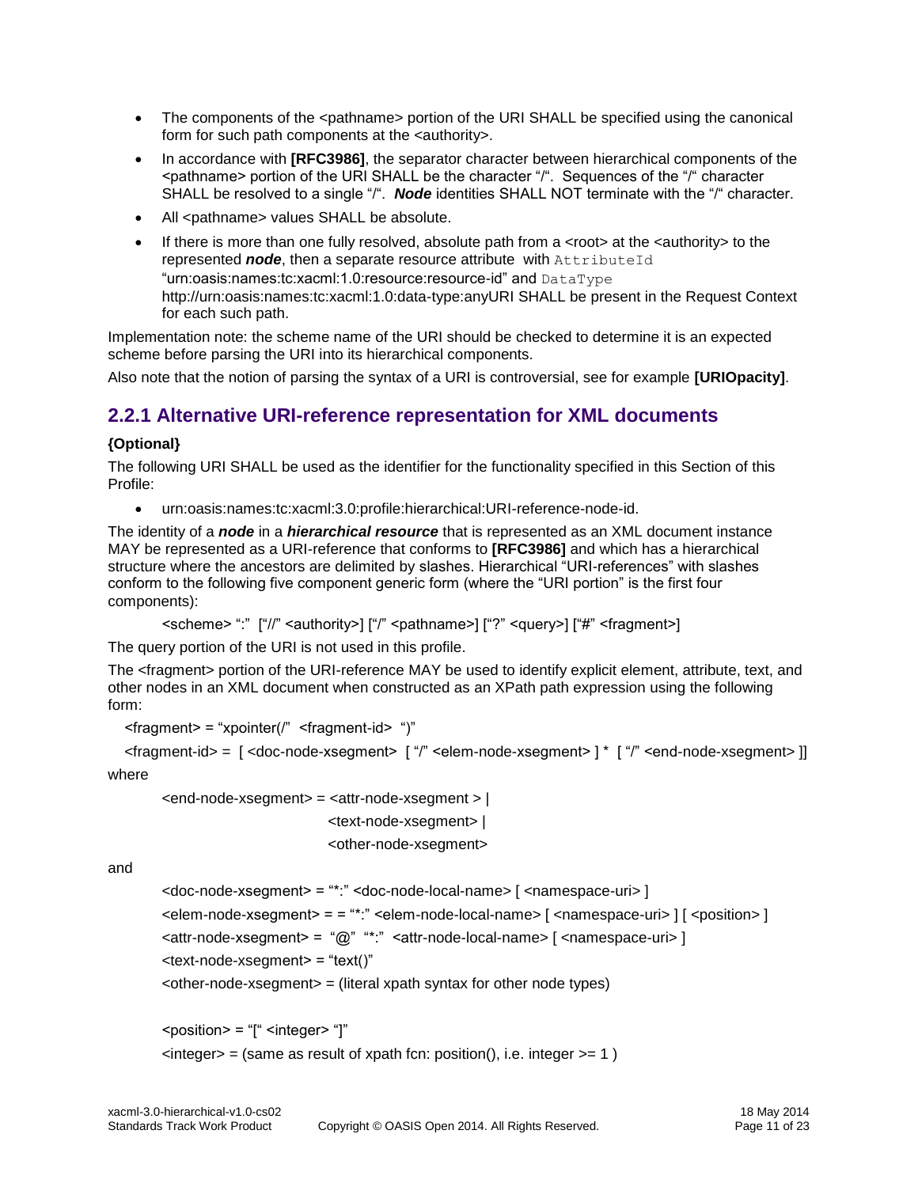- The components of the <pathname> portion of the URI SHALL be specified using the canonical form for such path components at the <authority>.
- In accordance with **[RFC3986]**, the separator character between hierarchical components of the <pathname> portion of the URI SHALL be the character "/". Sequences of the "/" character SHALL be resolved to a single "/". ***Node*** identities SHALL NOT terminate with the "/" character.
- All <pathname> values SHALL be absolute.
- If there is more than one fully resolved, absolute path from a <root> at the <authority> to the represented ***node***, then a separate resource attribute with `AttributeId` "urn:oasis:names:tc:xacml:1.0:resource:resource-id" and `DataType` http://urn:oasis:names:tc:xacml:1.0:data-type:anyURI SHALL be present in the Request Context for each such path.

Implementation note: the scheme name of the URI should be checked to determine it is an expected scheme before parsing the URI into its hierarchical components.

Also note that the notion of parsing the syntax of a URI is controversial, see for example **[URIOpacity]**.

## 2.2.1 Alternative URI-reference representation for XML documents

**{Optional}**

The following URI SHALL be used as the identifier for the functionality specified in this Section of this Profile:

- urn:oasis:names:tc:xacml:3.0:profile:hierarchical:URI-reference-node-id.

The identity of a ***node*** in a ***hierarchical resource*** that is represented as an XML document instance MAY be represented as a URI-reference that conforms to **[RFC3986]** and which has a hierarchical structure where the ancestors are delimited by slashes. Hierarchical "URI-references" with slashes conform to the following five component generic form (where the "URI portion" is the first four components):

<scheme> ":" ["//" <authority>] ["/" <pathname>] ["?" <query>] ["#" <fragment>]

The query portion of the URI is not used in this profile.

The <fragment> portion of the URI-reference MAY be used to identify explicit element, attribute, text, and other nodes in an XML document when constructed as an XPath path expression using the following form:

<fragment> = "xpointer(/" <fragment-id> ")"

<fragment-id> = [ <doc-node-xsegment> [ "/" <elem-node-xsegment> ] * [ "/" <end-node-xsegment> ]]

where

<end-node-xsegment> = <attr-node-xsegment > |
<text-node-xsegment> |
<other-node-xsegment>

and

<doc-node-xsegment> = "*:" <doc-node-local-name> [ <namespace-uri> ]

<elem-node-xsegment> = = "*:" <elem-node-local-name> [ <namespace-uri> ] [ <position> ]

<attr-node-xsegment> = "@" "*:" <attr-node-local-name> [ <namespace-uri> ]

<text-node-xsegment> = "text()"

<other-node-xsegment> = (literal xpath syntax for other node types)

<position> = "[" <integer> "]"

<integer> = (same as result of xpath fcn: position(), i.e. integer >= 1 )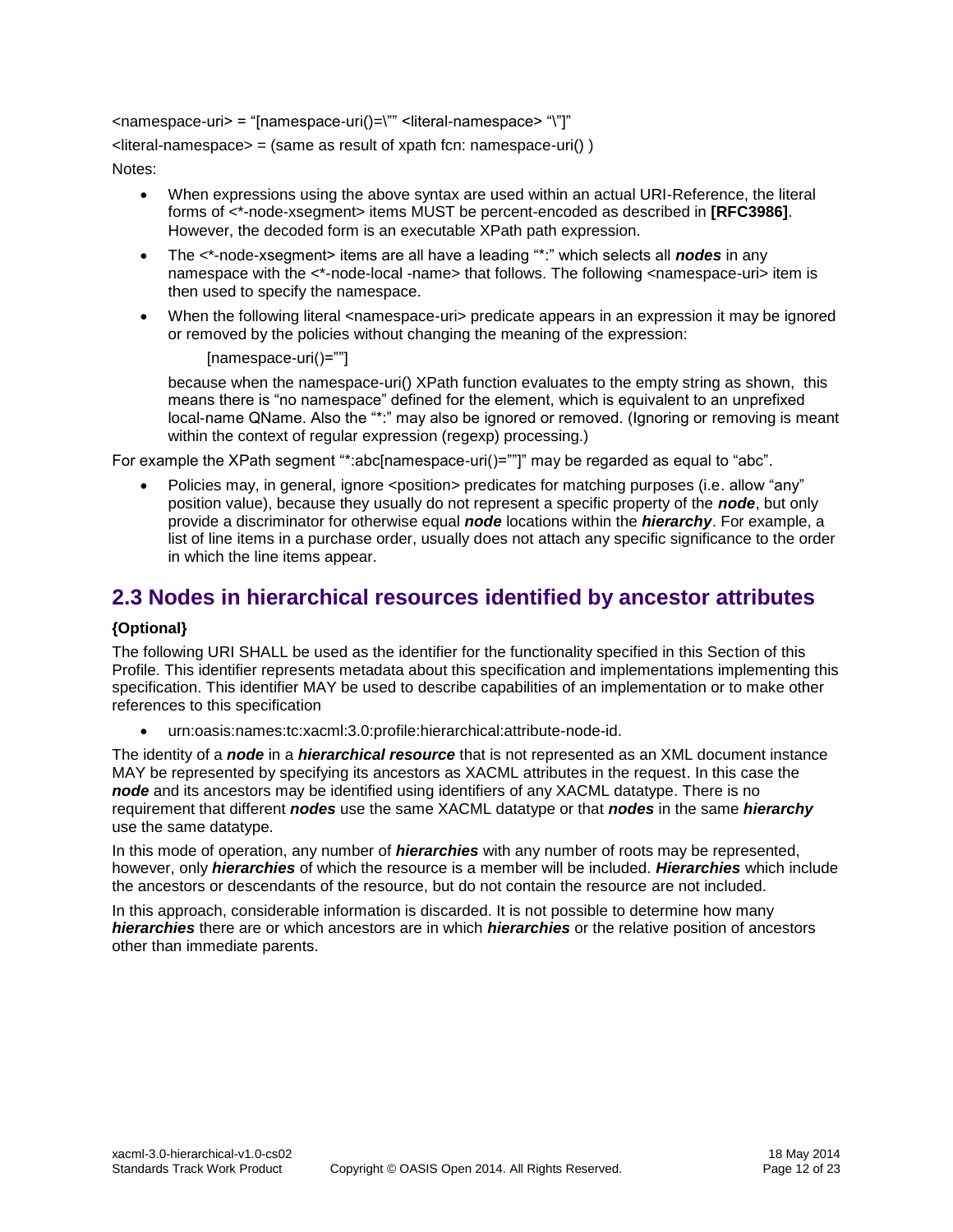<namespace-uri> = "[namespace-uri()=\"" <literal-namespace> "\"]"

<literal-namespace> = (same as result of xpath fcn: namespace-uri() )

Notes:

- When expressions using the above syntax are used within an actual URI-Reference, the literal forms of <*-node-xsegment> items MUST be percent-encoded as described in **[RFC3986]**. However, the decoded form is an executable XPath path expression.
- The <*-node-xsegment> items are all have a leading "*:" which selects all ***nodes*** in any namespace with the <*-node-local -name> that follows. The following <namespace-uri> item is then used to specify the namespace.
- When the following literal <namespace-uri> predicate appears in an expression it may be ignored or removed by the policies without changing the meaning of the expression:

  [namespace-uri()=""]

  because when the namespace-uri() XPath function evaluates to the empty string as shown, this means there is "no namespace" defined for the element, which is equivalent to an unprefixed local-name QName. Also the "*:" may also be ignored or removed. (Ignoring or removing is meant within the context of regular expression (regexp) processing.)

For example the XPath segment "*:abc[namespace-uri()=""]" may be regarded as equal to "abc".

- Policies may, in general, ignore <position> predicates for matching purposes (i.e. allow "any" position value), because they usually do not represent a specific property of the ***node***, but only provide a discriminator for otherwise equal ***node*** locations within the ***hierarchy***. For example, a list of line items in a purchase order, usually does not attach any specific significance to the order in which the line items appear.

## 2.3 Nodes in hierarchical resources identified by ancestor attributes

**{Optional}**

The following URI SHALL be used as the identifier for the functionality specified in this Section of this Profile. This identifier represents metadata about this specification and implementations implementing this specification. This identifier MAY be used to describe capabilities of an implementation or to make other references to this specification

- urn:oasis:names:tc:xacml:3.0:profile:hierarchical:attribute-node-id.

The identity of a ***node*** in a ***hierarchical resource*** that is not represented as an XML document instance MAY be represented by specifying its ancestors as XACML attributes in the request. In this case the ***node*** and its ancestors may be identified using identifiers of any XACML datatype. There is no requirement that different ***nodes*** use the same XACML datatype or that ***nodes*** in the same ***hierarchy*** use the same datatype.

In this mode of operation, any number of ***hierarchies*** with any number of roots may be represented, however, only ***hierarchies*** of which the resource is a member will be included. ***Hierarchies*** which include the ancestors or descendants of the resource, but do not contain the resource are not included.

In this approach, considerable information is discarded. It is not possible to determine how many ***hierarchies*** there are or which ancestors are in which ***hierarchies*** or the relative position of ancestors other than immediate parents.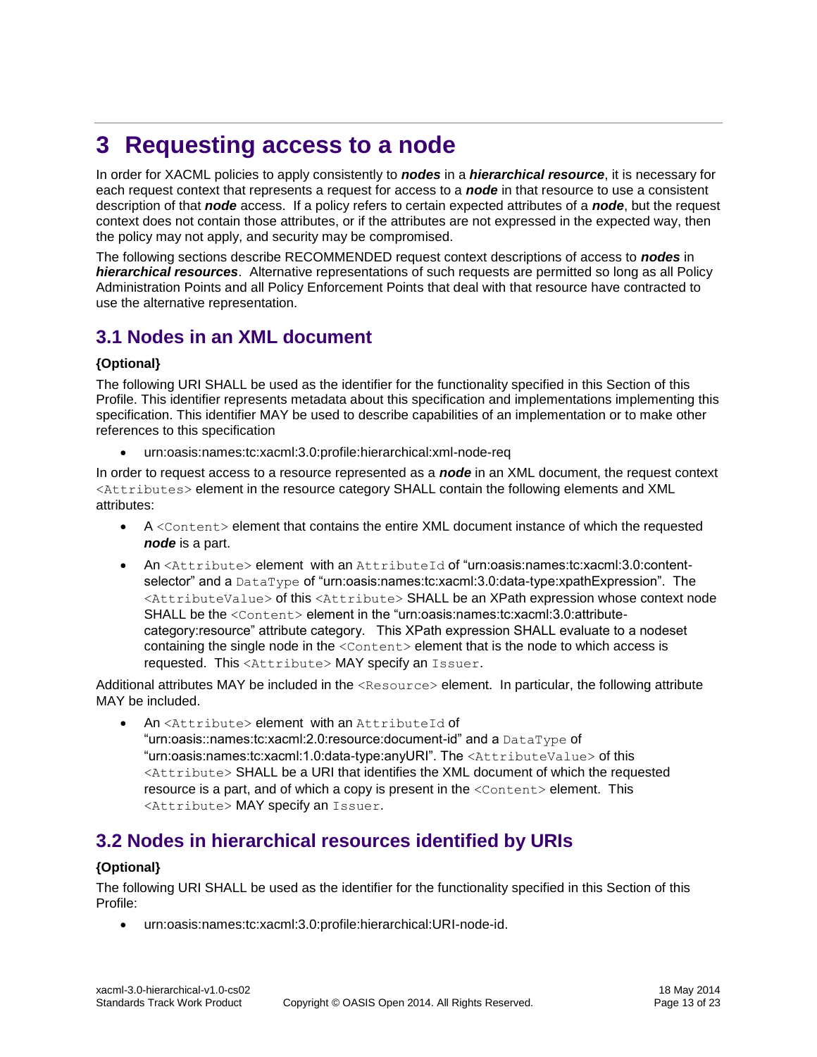# 3 Requesting access to a node

In order for XACML policies to apply consistently to ***nodes*** in a ***hierarchical resource***, it is necessary for each request context that represents a request for access to a ***node*** in that resource to use a consistent description of that ***node*** access. If a policy refers to certain expected attributes of a ***node***, but the request context does not contain those attributes, or if the attributes are not expressed in the expected way, then the policy may not apply, and security may be compromised.

The following sections describe RECOMMENDED request context descriptions of access to ***nodes*** in ***hierarchical resources***. Alternative representations of such requests are permitted so long as all Policy Administration Points and all Policy Enforcement Points that deal with that resource have contracted to use the alternative representation.

## 3.1 Nodes in an XML document

**{Optional}**

The following URI SHALL be used as the identifier for the functionality specified in this Section of this Profile. This identifier represents metadata about this specification and implementations implementing this specification. This identifier MAY be used to describe capabilities of an implementation or to make other references to this specification

- urn:oasis:names:tc:xacml:3.0:profile:hierarchical:xml-node-req

In order to request access to a resource represented as a ***node*** in an XML document, the request context `<Attributes>` element in the resource category SHALL contain the following elements and XML attributes:

- A `<Content>` element that contains the entire XML document instance of which the requested ***node*** is a part.
- An `<Attribute>` element with an `AttributeId` of "urn:oasis:names:tc:xacml:3.0:content-selector" and a `DataType` of "urn:oasis:names:tc:xacml:3.0:data-type:xpathExpression". The `<AttributeValue>` of this `<Attribute>` SHALL be an XPath expression whose context node SHALL be the `<Content>` element in the "urn:oasis:names:tc:xacml:3.0:attribute-category:resource" attribute category. This XPath expression SHALL evaluate to a nodeset containing the single node in the `<Content>` element that is the node to which access is requested. This `<Attribute>` MAY specify an `Issuer`.

Additional attributes MAY be included in the `<Resource>` element. In particular, the following attribute MAY be included.

- An `<Attribute>` element with an `AttributeId` of "urn:oasis::names:tc:xacml:2.0:resource:document-id" and a `DataType` of "urn:oasis:names:tc:xacml:1.0:data-type:anyURI". The `<AttributeValue>` of this `<Attribute>` SHALL be a URI that identifies the XML document of which the requested resource is a part, and of which a copy is present in the `<Content>` element. This `<Attribute>` MAY specify an `Issuer`.

## 3.2 Nodes in hierarchical resources identified by URIs

**{Optional}**

The following URI SHALL be used as the identifier for the functionality specified in this Section of this Profile:

- urn:oasis:names:tc:xacml:3.0:profile:hierarchical:URI-node-id.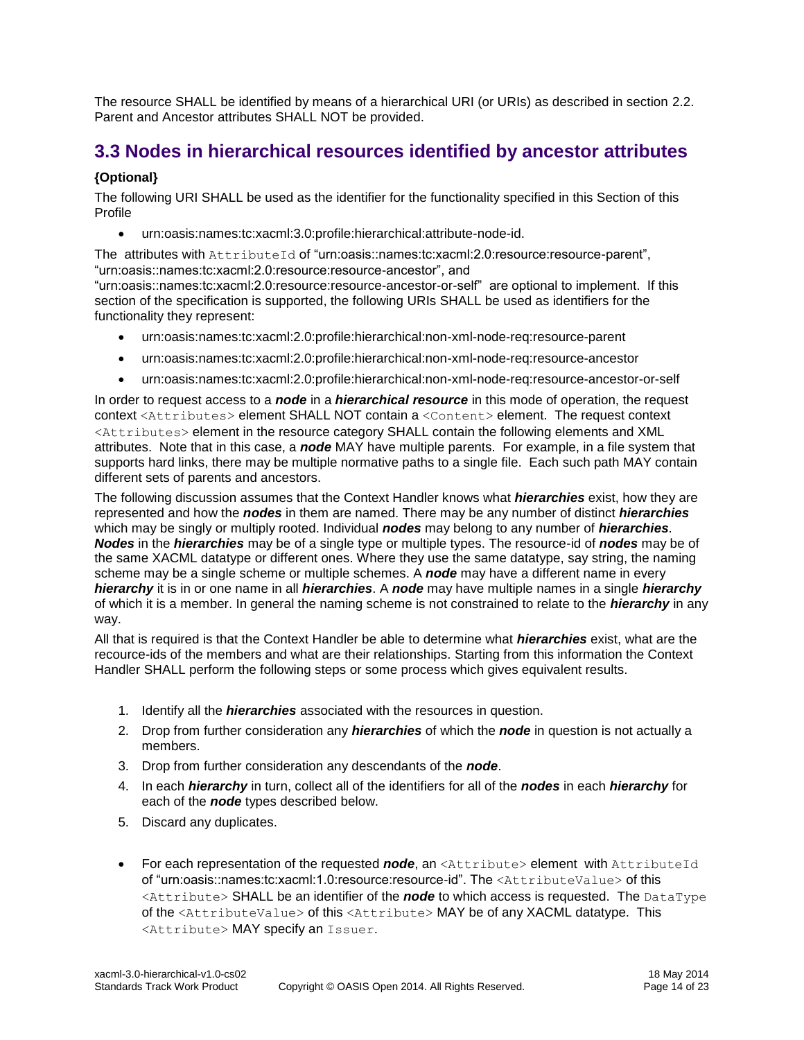The resource SHALL be identified by means of a hierarchical URI (or URIs) as described in section 2.2. Parent and Ancestor attributes SHALL NOT be provided.

## 3.3 Nodes in hierarchical resources identified by ancestor attributes

**{Optional}**

The following URI SHALL be used as the identifier for the functionality specified in this Section of this Profile

- urn:oasis:names:tc:xacml:3.0:profile:hierarchical:attribute-node-id.

The attributes with `AttributeId` of "urn:oasis::names:tc:xacml:2.0:resource:resource-parent", "urn:oasis::names:tc:xacml:2.0:resource:resource-ancestor", and "urn:oasis::names:tc:xacml:2.0:resource:resource-ancestor-or-self" are optional to implement. If this section of the specification is supported, the following URIs SHALL be used as identifiers for the functionality they represent:

- urn:oasis:names:tc:xacml:2.0:profile:hierarchical:non-xml-node-req:resource-parent
- urn:oasis:names:tc:xacml:2.0:profile:hierarchical:non-xml-node-req:resource-ancestor
- urn:oasis:names:tc:xacml:2.0:profile:hierarchical:non-xml-node-req:resource-ancestor-or-self

In order to request access to a ***node*** in a ***hierarchical resource*** in this mode of operation, the request context `<Attributes>` element SHALL NOT contain a `<Content>` element. The request context `<Attributes>` element in the resource category SHALL contain the following elements and XML attributes. Note that in this case, a ***node*** MAY have multiple parents. For example, in a file system that supports hard links, there may be multiple normative paths to a single file. Each such path MAY contain different sets of parents and ancestors.

The following discussion assumes that the Context Handler knows what ***hierarchies*** exist, how they are represented and how the ***nodes*** in them are named. There may be any number of distinct ***hierarchies*** which may be singly or multiply rooted. Individual ***nodes*** may belong to any number of ***hierarchies***. ***Nodes*** in the ***hierarchies*** may be of a single type or multiple types. The resource-id of ***nodes*** may be of the same XACML datatype or different ones. Where they use the same datatype, say string, the naming scheme may be a single scheme or multiple schemes. A ***node*** may have a different name in every ***hierarchy*** it is in or one name in all ***hierarchies***. A ***node*** may have multiple names in a single ***hierarchy*** of which it is a member. In general the naming scheme is not constrained to relate to the ***hierarchy*** in any way.

All that is required is that the Context Handler be able to determine what ***hierarchies*** exist, what are the recource-ids of the members and what are their relationships. Starting from this information the Context Handler SHALL perform the following steps or some process which gives equivalent results.

1. Identify all the ***hierarchies*** associated with the resources in question.
2. Drop from further consideration any ***hierarchies*** of which the ***node*** in question is not actually a members.
3. Drop from further consideration any descendants of the ***node***.
4. In each ***hierarchy*** in turn, collect all of the identifiers for all of the ***nodes*** in each ***hierarchy*** for each of the ***node*** types described below.
5. Discard any duplicates.

- For each representation of the requested ***node***, an `<Attribute>` element with `AttributeId` of "urn:oasis::names:tc:xacml:1.0:resource:resource-id". The `<AttributeValue>` of this `<Attribute>` SHALL be an identifier of the ***node*** to which access is requested. The `DataType` of the `<AttributeValue>` of this `<Attribute>` MAY be of any XACML datatype. This `<Attribute>` MAY specify an `Issuer`.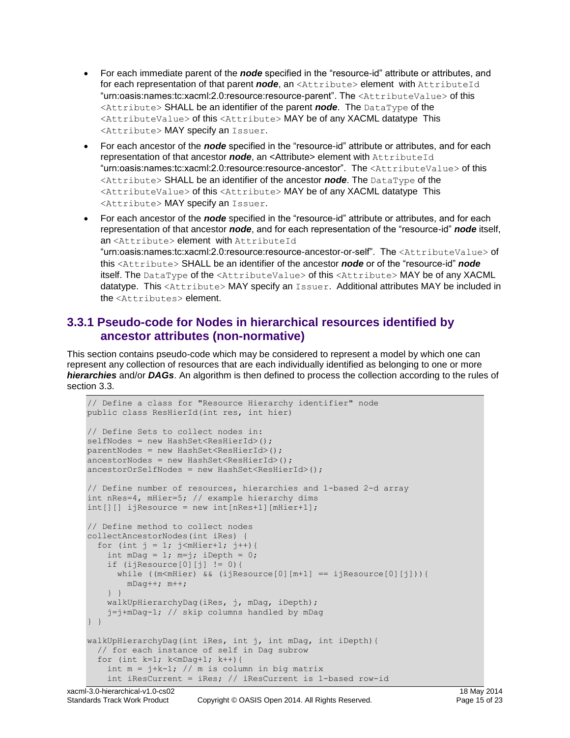- For each immediate parent of the ***node*** specified in the "resource-id" attribute or attributes, and for each representation of that parent ***node***, an `<Attribute>` element with `AttributeId` "urn:oasis:names:tc:xacml:2.0:resource:resource-parent". The `<AttributeValue>` of this `<Attribute>` SHALL be an identifier of the parent ***node***. The `DataType` of the `<AttributeValue>` of this `<Attribute>` MAY be of any XACML datatype This `<Attribute>` MAY specify an `Issuer`.
- For each ancestor of the ***node*** specified in the "resource-id" attribute or attributes, and for each representation of that ancestor ***node***, an <Attribute> element with `AttributeId` "urn:oasis:names:tc:xacml:2.0:resource:resource-ancestor". The `<AttributeValue>` of this `<Attribute>` SHALL be an identifier of the ancestor ***node***. The `DataType` of the `<AttributeValue>` of this `<Attribute>` MAY be of any XACML datatype This `<Attribute>` MAY specify an `Issuer`.
- For each ancestor of the ***node*** specified in the "resource-id" attribute or attributes, and for each representation of that ancestor ***node***, and for each representation of the "resource-id" ***node*** itself, an `<Attribute>` element with `AttributeId` "urn:oasis:names:tc:xacml:2.0:resource:resource-ancestor-or-self". The `<AttributeValue>` of this `<Attribute>` SHALL be an identifier of the ancestor ***node*** or of the "resource-id" ***node*** itself. The `DataType` of the `<AttributeValue>` of this `<Attribute>` MAY be of any XACML datatype. This `<Attribute>` MAY specify an `Issuer`. Additional attributes MAY be included in the `<Attributes>` element.

## 3.3.1 Pseudo-code for Nodes in hierarchical resources identified by ancestor attributes (non-normative)

This section contains pseudo-code which may be considered to represent a model by which one can represent any collection of resources that are each individually identified as belonging to one or more ***hierarchies*** and/or ***DAGs***. An algorithm is then defined to process the collection according to the rules of section 3.3.

```
// Define a class for "Resource Hierarchy identifier" node
public class ResHierId(int res, int hier)

// Define Sets to collect nodes in:
selfNodes = new HashSet<ResHierId>();
parentNodes = new HashSet<ResHierId>();
ancestorNodes = new HashSet<ResHierId>();
ancestorOrSelfNodes = new HashSet<ResHierId>();

// Define number of resources, hierarchies and 1-based 2-d array
int nRes=4, mHier=5; // example hierarchy dims
int[][] ijResource = new int[nRes+1][mHier+1];

// Define method to collect nodes
collectAncestorNodes(int iRes) {
  for (int j = 1; j<mHier+1; j++){
    int mDag = 1; m=j; iDepth = 0;
    if (ijResource[0][j] != 0){
      while ((m<mHier) && (ijResource[0][m+1] == ijResource[0][j])){
        mDag++; m++;
    } }
    walkUpHierarchyDag(iRes, j, mDag, iDepth);
    j=j+mDag-1; // skip columns handled by mDag
} }

walkUpHierarchyDag(int iRes, int j, int mDag, int iDepth){
  // for each instance of self in Dag subrow
  for (int k=1; k<mDag+1; k++){
    int m = j+k-1; // m is column in big matrix
    int iResCurrent = iRes; // iResCurrent is 1-based row-id
```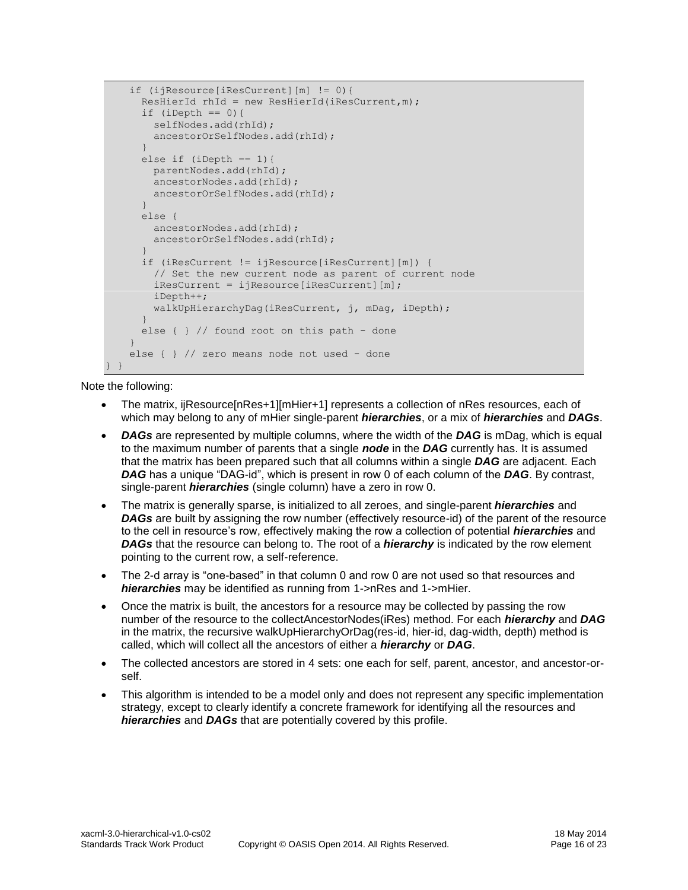```
    if (ijResource[iResCurrent][m] != 0){
      ResHierId rhId = new ResHierId(iResCurrent,m);
      if (iDepth == 0){
        selfNodes.add(rhId);
        ancestorOrSelfNodes.add(rhId);
      }
      else if (iDepth == 1){
        parentNodes.add(rhId);
        ancestorNodes.add(rhId);
        ancestorOrSelfNodes.add(rhId);
      }
      else {
        ancestorNodes.add(rhId);
        ancestorOrSelfNodes.add(rhId);
      }
      if (iResCurrent != ijResource[iResCurrent][m]) {
        // Set the new current node as parent of current node
        iResCurrent = ijResource[iResCurrent][m];
        iDepth++;
        walkUpHierarchyDag(iResCurrent, j, mDag, iDepth);
      }
      else { } // found root on this path - done
    }
    else { } // zero means node not used - done
} }
```

Note the following:

- The matrix, ijResource[nRes+1][mHier+1] represents a collection of nRes resources, each of which may belong to any of mHier single-parent ***hierarchies***, or a mix of ***hierarchies*** and ***DAGs***.
- ***DAGs*** are represented by multiple columns, where the width of the ***DAG*** is mDag, which is equal to the maximum number of parents that a single ***node*** in the ***DAG*** currently has. It is assumed that the matrix has been prepared such that all columns within a single ***DAG*** are adjacent. Each ***DAG*** has a unique "DAG-id", which is present in row 0 of each column of the ***DAG***. By contrast, single-parent ***hierarchies*** (single column) have a zero in row 0.
- The matrix is generally sparse, is initialized to all zeroes, and single-parent ***hierarchies*** and ***DAGs*** are built by assigning the row number (effectively resource-id) of the parent of the resource to the cell in resource's row, effectively making the row a collection of potential ***hierarchies*** and ***DAGs*** that the resource can belong to. The root of a ***hierarchy*** is indicated by the row element pointing to the current row, a self-reference.
- The 2-d array is "one-based" in that column 0 and row 0 are not used so that resources and ***hierarchies*** may be identified as running from 1->nRes and 1->mHier.
- Once the matrix is built, the ancestors for a resource may be collected by passing the row number of the resource to the collectAncestorNodes(iRes) method. For each ***hierarchy*** and ***DAG*** in the matrix, the recursive walkUpHierarchyOrDag(res-id, hier-id, dag-width, depth) method is called, which will collect all the ancestors of either a ***hierarchy*** or ***DAG***.
- The collected ancestors are stored in 4 sets: one each for self, parent, ancestor, and ancestor-or-self.
- This algorithm is intended to be a model only and does not represent any specific implementation strategy, except to clearly identify a concrete framework for identifying all the resources and ***hierarchies*** and ***DAGs*** that are potentially covered by this profile.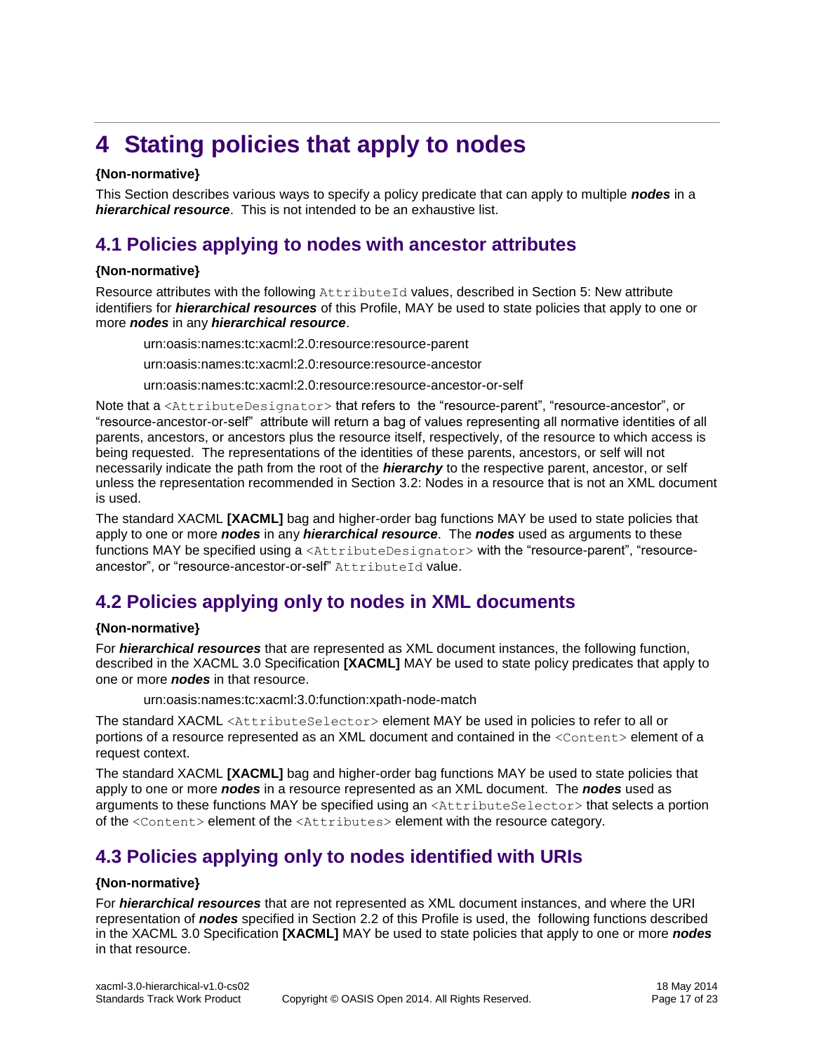# 4 Stating policies that apply to nodes

**{Non-normative}**

This Section describes various ways to specify a policy predicate that can apply to multiple ***nodes*** in a ***hierarchical resource***. This is not intended to be an exhaustive list.

## 4.1 Policies applying to nodes with ancestor attributes

**{Non-normative}**

Resource attributes with the following `AttributeId` values, described in Section 5: New attribute identifiers for ***hierarchical resources*** of this Profile, MAY be used to state policies that apply to one or more ***nodes*** in any ***hierarchical resource***.

urn:oasis:names:tc:xacml:2.0:resource:resource-parent

urn:oasis:names:tc:xacml:2.0:resource:resource-ancestor

urn:oasis:names:tc:xacml:2.0:resource:resource-ancestor-or-self

Note that a `<AttributeDesignator>` that refers to the "resource-parent", "resource-ancestor", or "resource-ancestor-or-self" attribute will return a bag of values representing all normative identities of all parents, ancestors, or ancestors plus the resource itself, respectively, of the resource to which access is being requested. The representations of the identities of these parents, ancestors, or self will not necessarily indicate the path from the root of the ***hierarchy*** to the respective parent, ancestor, or self unless the representation recommended in Section 3.2: Nodes in a resource that is not an XML document is used.

The standard XACML **[XACML]** bag and higher-order bag functions MAY be used to state policies that apply to one or more ***nodes*** in any ***hierarchical resource***. The ***nodes*** used as arguments to these functions MAY be specified using a `<AttributeDesignator>` with the "resource-parent", "resource-ancestor", or "resource-ancestor-or-self" `AttributeId` value.

## 4.2 Policies applying only to nodes in XML documents

**{Non-normative}**

For ***hierarchical resources*** that are represented as XML document instances, the following function, described in the XACML 3.0 Specification **[XACML]** MAY be used to state policy predicates that apply to one or more ***nodes*** in that resource.

urn:oasis:names:tc:xacml:3.0:function:xpath-node-match

The standard XACML `<AttributeSelector>` element MAY be used in policies to refer to all or portions of a resource represented as an XML document and contained in the `<Content>` element of a request context.

The standard XACML **[XACML]** bag and higher-order bag functions MAY be used to state policies that apply to one or more ***nodes*** in a resource represented as an XML document. The ***nodes*** used as arguments to these functions MAY be specified using an `<AttributeSelector>` that selects a portion of the `<Content>` element of the `<Attributes>` element with the resource category.

## 4.3 Policies applying only to nodes identified with URIs

**{Non-normative}**

For ***hierarchical resources*** that are not represented as XML document instances, and where the URI representation of ***nodes*** specified in Section 2.2 of this Profile is used, the following functions described in the XACML 3.0 Specification **[XACML]** MAY be used to state policies that apply to one or more ***nodes*** in that resource.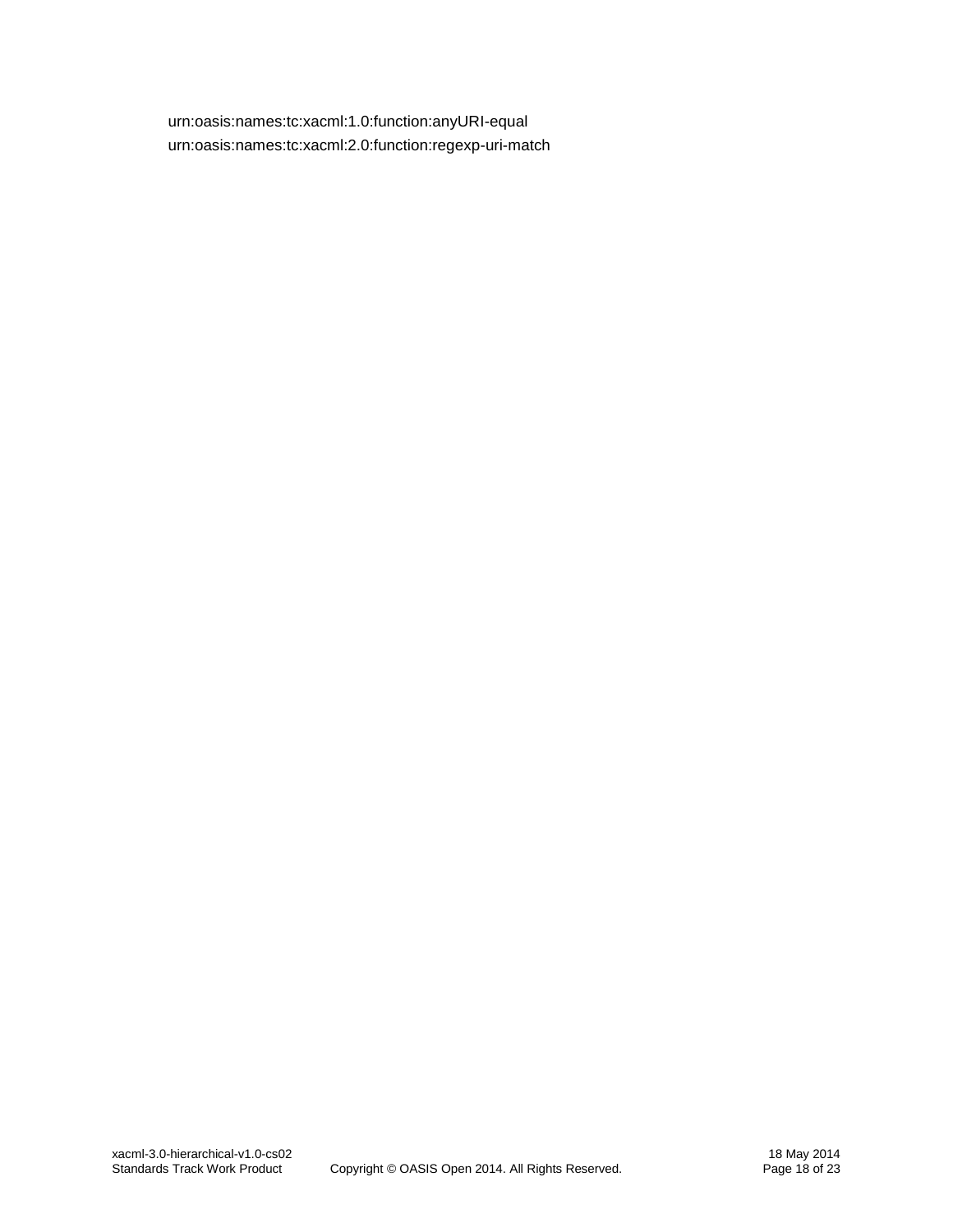urn:oasis:names:tc:xacml:1.0:function:anyURI-equal
urn:oasis:names:tc:xacml:2.0:function:regexp-uri-match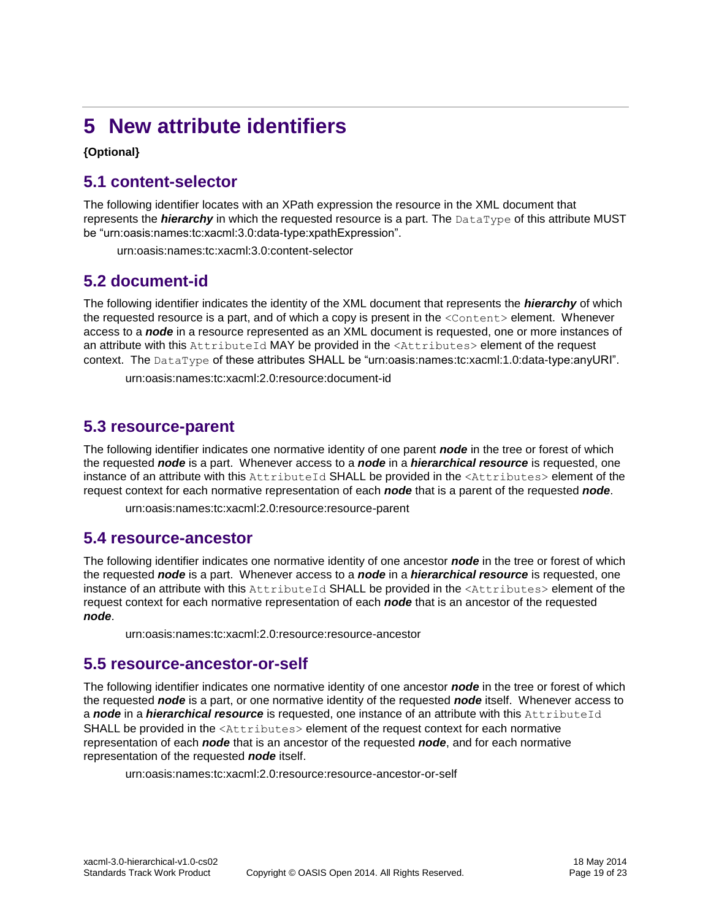# 5 New attribute identifiers

**{Optional}**

## 5.1 content-selector

The following identifier locates with an XPath expression the resource in the XML document that represents the ***hierarchy*** in which the requested resource is a part. The `DataType` of this attribute MUST be "urn:oasis:names:tc:xacml:3.0:data-type:xpathExpression".

urn:oasis:names:tc:xacml:3.0:content-selector

## 5.2 document-id

The following identifier indicates the identity of the XML document that represents the ***hierarchy*** of which the requested resource is a part, and of which a copy is present in the `<Content>` element. Whenever access to a ***node*** in a resource represented as an XML document is requested, one or more instances of an attribute with this `AttributeId` MAY be provided in the `<Attributes>` element of the request context. The `DataType` of these attributes SHALL be "urn:oasis:names:tc:xacml:1.0:data-type:anyURI".

urn:oasis:names:tc:xacml:2.0:resource:document-id

## 5.3 resource-parent

The following identifier indicates one normative identity of one parent ***node*** in the tree or forest of which the requested ***node*** is a part. Whenever access to a ***node*** in a ***hierarchical resource*** is requested, one instance of an attribute with this `AttributeId` SHALL be provided in the `<Attributes>` element of the request context for each normative representation of each ***node*** that is a parent of the requested ***node***.

urn:oasis:names:tc:xacml:2.0:resource:resource-parent

## 5.4 resource-ancestor

The following identifier indicates one normative identity of one ancestor ***node*** in the tree or forest of which the requested ***node*** is a part. Whenever access to a ***node*** in a ***hierarchical resource*** is requested, one instance of an attribute with this `AttributeId` SHALL be provided in the `<Attributes>` element of the request context for each normative representation of each ***node*** that is an ancestor of the requested ***node***.

urn:oasis:names:tc:xacml:2.0:resource:resource-ancestor

## 5.5 resource-ancestor-or-self

The following identifier indicates one normative identity of one ancestor ***node*** in the tree or forest of which the requested ***node*** is a part, or one normative identity of the requested ***node*** itself. Whenever access to a ***node*** in a ***hierarchical resource*** is requested, one instance of an attribute with this `AttributeId` SHALL be provided in the `<Attributes>` element of the request context for each normative representation of each ***node*** that is an ancestor of the requested ***node***, and for each normative representation of the requested ***node*** itself.

urn:oasis:names:tc:xacml:2.0:resource:resource-ancestor-or-self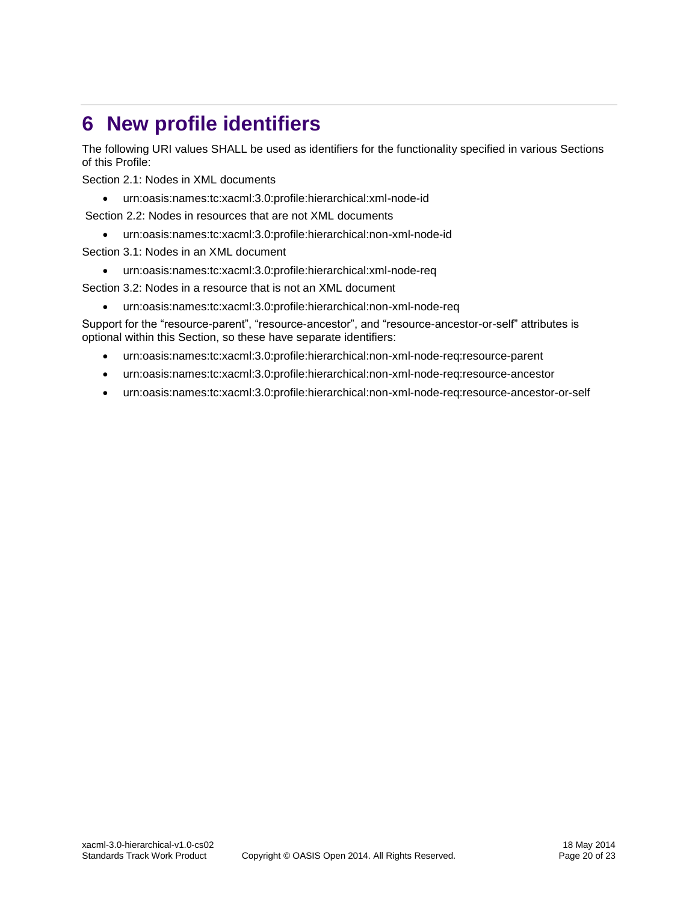# 6 New profile identifiers

The following URI values SHALL be used as identifiers for the functionality specified in various Sections of this Profile:

Section 2.1: Nodes in XML documents

- urn:oasis:names:tc:xacml:3.0:profile:hierarchical:xml-node-id

Section 2.2: Nodes in resources that are not XML documents

- urn:oasis:names:tc:xacml:3.0:profile:hierarchical:non-xml-node-id

Section 3.1: Nodes in an XML document

- urn:oasis:names:tc:xacml:3.0:profile:hierarchical:xml-node-req

Section 3.2: Nodes in a resource that is not an XML document

- urn:oasis:names:tc:xacml:3.0:profile:hierarchical:non-xml-node-req

Support for the “resource-parent”, “resource-ancestor”, and “resource-ancestor-or-self” attributes is optional within this Section, so these have separate identifiers:

- urn:oasis:names:tc:xacml:3.0:profile:hierarchical:non-xml-node-req:resource-parent
- urn:oasis:names:tc:xacml:3.0:profile:hierarchical:non-xml-node-req:resource-ancestor
- urn:oasis:names:tc:xacml:3.0:profile:hierarchical:non-xml-node-req:resource-ancestor-or-self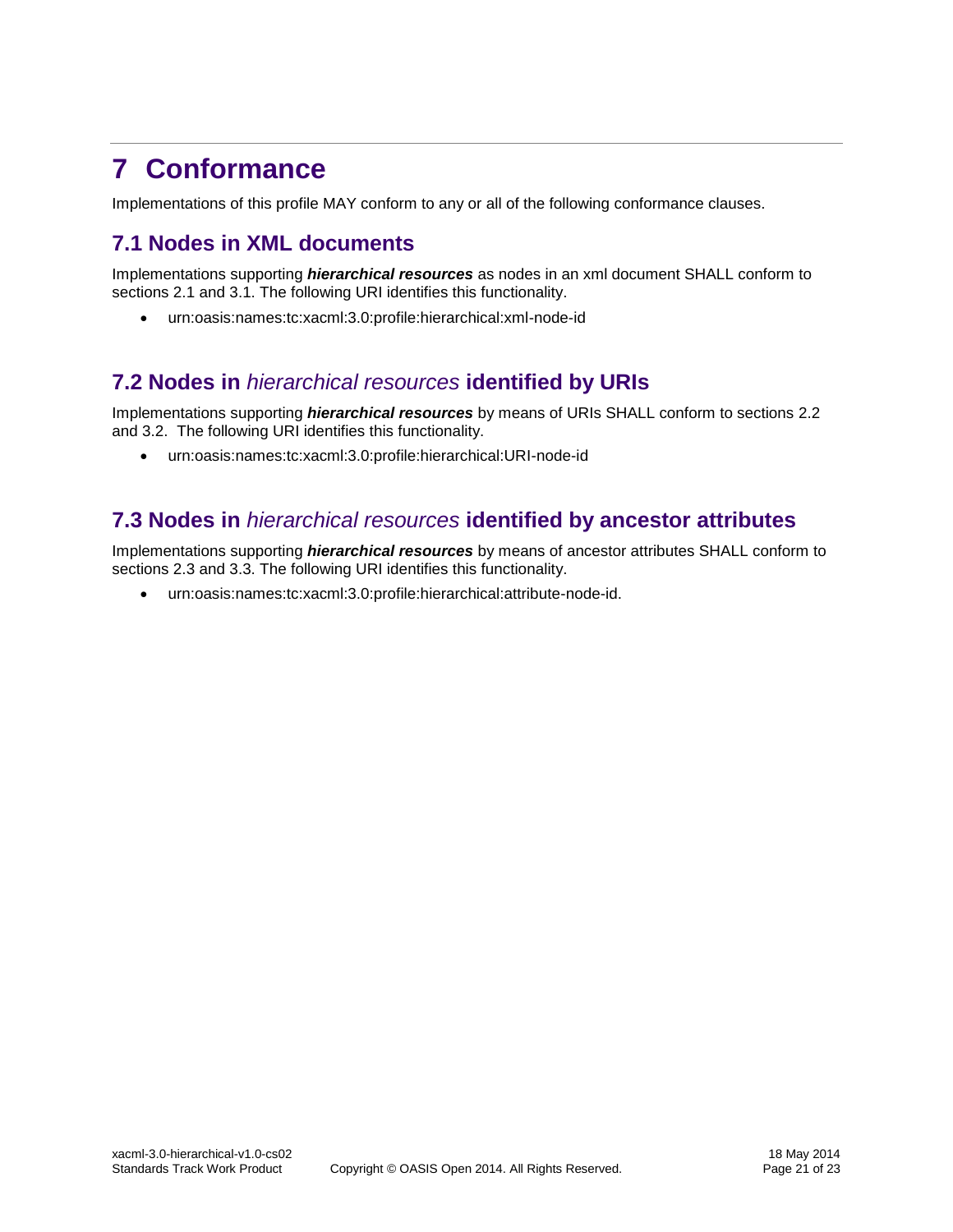# 7 Conformance

Implementations of this profile MAY conform to any or all of the following conformance clauses.

## 7.1 Nodes in XML documents

Implementations supporting ***hierarchical resources*** as nodes in an xml document SHALL conform to sections 2.1 and 3.1. The following URI identifies this functionality.

- urn:oasis:names:tc:xacml:3.0:profile:hierarchical:xml-node-id

## 7.2 Nodes in *hierarchical resources* identified by URIs

Implementations supporting ***hierarchical resources*** by means of URIs SHALL conform to sections 2.2 and 3.2. The following URI identifies this functionality.

- urn:oasis:names:tc:xacml:3.0:profile:hierarchical:URI-node-id

## 7.3 Nodes in *hierarchical resources* identified by ancestor attributes

Implementations supporting ***hierarchical resources*** by means of ancestor attributes SHALL conform to sections 2.3 and 3.3. The following URI identifies this functionality.

- urn:oasis:names:tc:xacml:3.0:profile:hierarchical:attribute-node-id.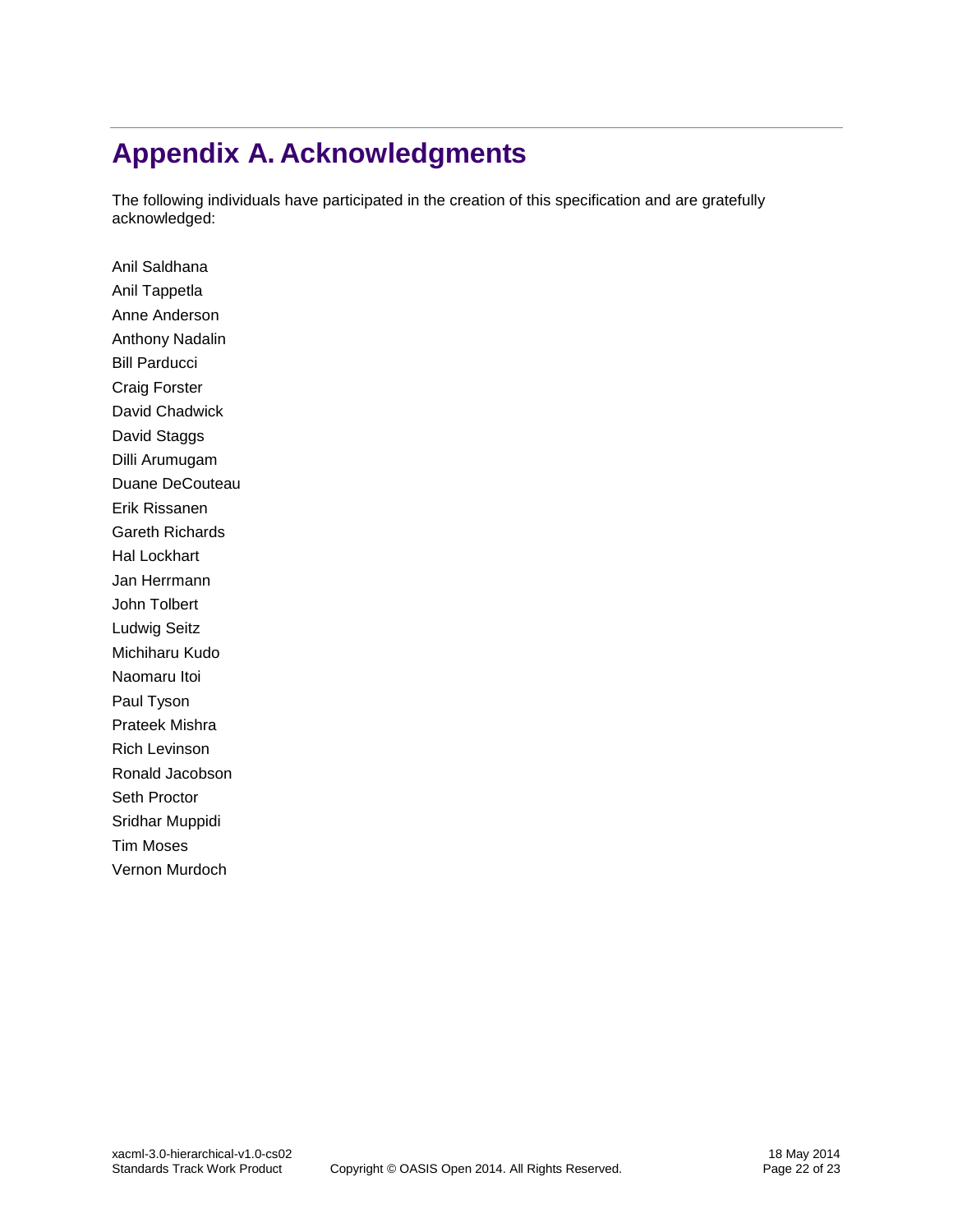# Appendix A. Acknowledgments

The following individuals have participated in the creation of this specification and are gratefully acknowledged:

Anil Saldhana
Anil Tappetla
Anne Anderson
Anthony Nadalin
Bill Parducci
Craig Forster
David Chadwick
David Staggs
Dilli Arumugam
Duane DeCouteau
Erik Rissanen
Gareth Richards
Hal Lockhart
Jan Herrmann
John Tolbert
Ludwig Seitz
Michiharu Kudo
Naomaru Itoi
Paul Tyson
Prateek Mishra
Rich Levinson
Ronald Jacobson
Seth Proctor
Sridhar Muppidi
Tim Moses
Vernon Murdoch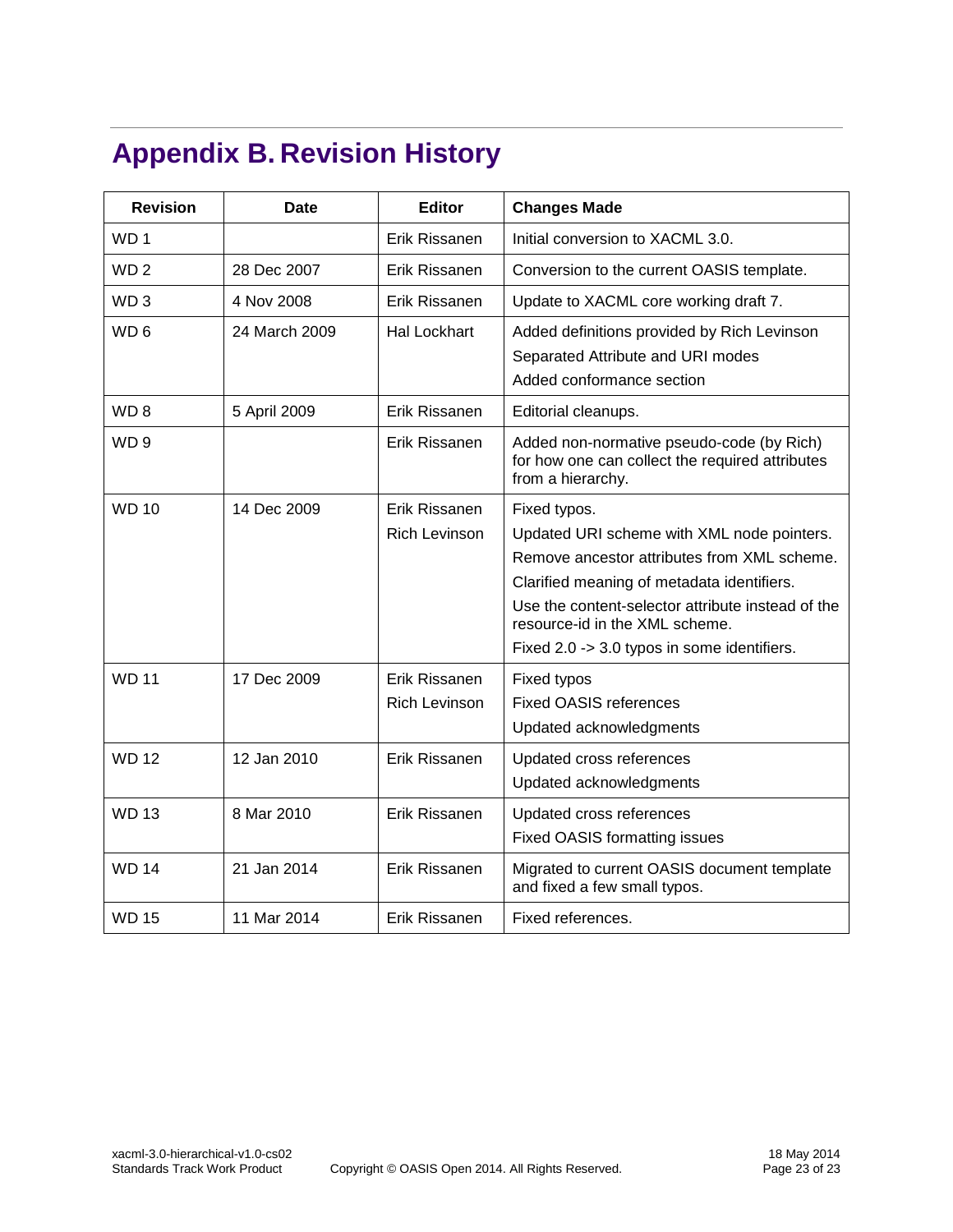# Appendix B. Revision History

| Revision | Date | Editor | Changes Made |
|---|---|---|---|
| WD 1 | | Erik Rissanen | Initial conversion to XACML 3.0. |
| WD 2 | 28 Dec 2007 | Erik Rissanen | Conversion to the current OASIS template. |
| WD 3 | 4 Nov 2008 | Erik Rissanen | Update to XACML core working draft 7. |
| WD 6 | 24 March 2009 | Hal Lockhart | Added definitions provided by Rich Levinson<br>Separated Attribute and URI modes<br>Added conformance section |
| WD 8 | 5 April 2009 | Erik Rissanen | Editorial cleanups. |
| WD 9 | | Erik Rissanen | Added non-normative pseudo-code (by Rich) for how one can collect the required attributes from a hierarchy. |
| WD 10 | 14 Dec 2009 | Erik Rissanen<br>Rich Levinson | Fixed typos.<br>Updated URI scheme with XML node pointers.<br>Remove ancestor attributes from XML scheme.<br>Clarified meaning of metadata identifiers.<br>Use the content-selector attribute instead of the resource-id in the XML scheme.<br>Fixed 2.0 -> 3.0 typos in some identifiers. |
| WD 11 | 17 Dec 2009 | Erik Rissanen<br>Rich Levinson | Fixed typos<br>Fixed OASIS references<br>Updated acknowledgments |
| WD 12 | 12 Jan 2010 | Erik Rissanen | Updated cross references<br>Updated acknowledgments |
| WD 13 | 8 Mar 2010 | Erik Rissanen | Updated cross references<br>Fixed OASIS formatting issues |
| WD 14 | 21 Jan 2014 | Erik Rissanen | Migrated to current OASIS document template and fixed a few small typos. |
| WD 15 | 11 Mar 2014 | Erik Rissanen | Fixed references. |